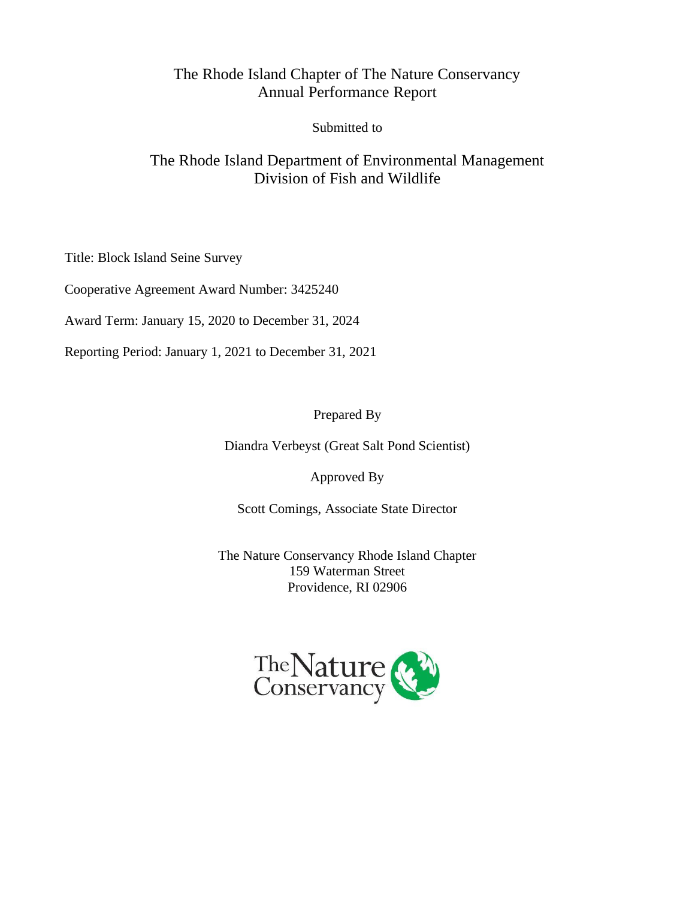# The Rhode Island Chapter of The Nature Conservancy
# Annual Performance Report

Submitted to

## The Rhode Island Department of Environmental Management
## Division of Fish and Wildlife

Title: Block Island Seine Survey

Cooperative Agreement Award Number: 3425240

Award Term: January 15, 2020 to December 31, 2024

Reporting Period: January 1, 2021 to December 31, 2021

Prepared By

Diandra Verbeyst (Great Salt Pond Scientist)

Approved By

Scott Comings, Associate State Director

The Nature Conservancy Rhode Island Chapter
159 Waterman Street
Providence, RI 02906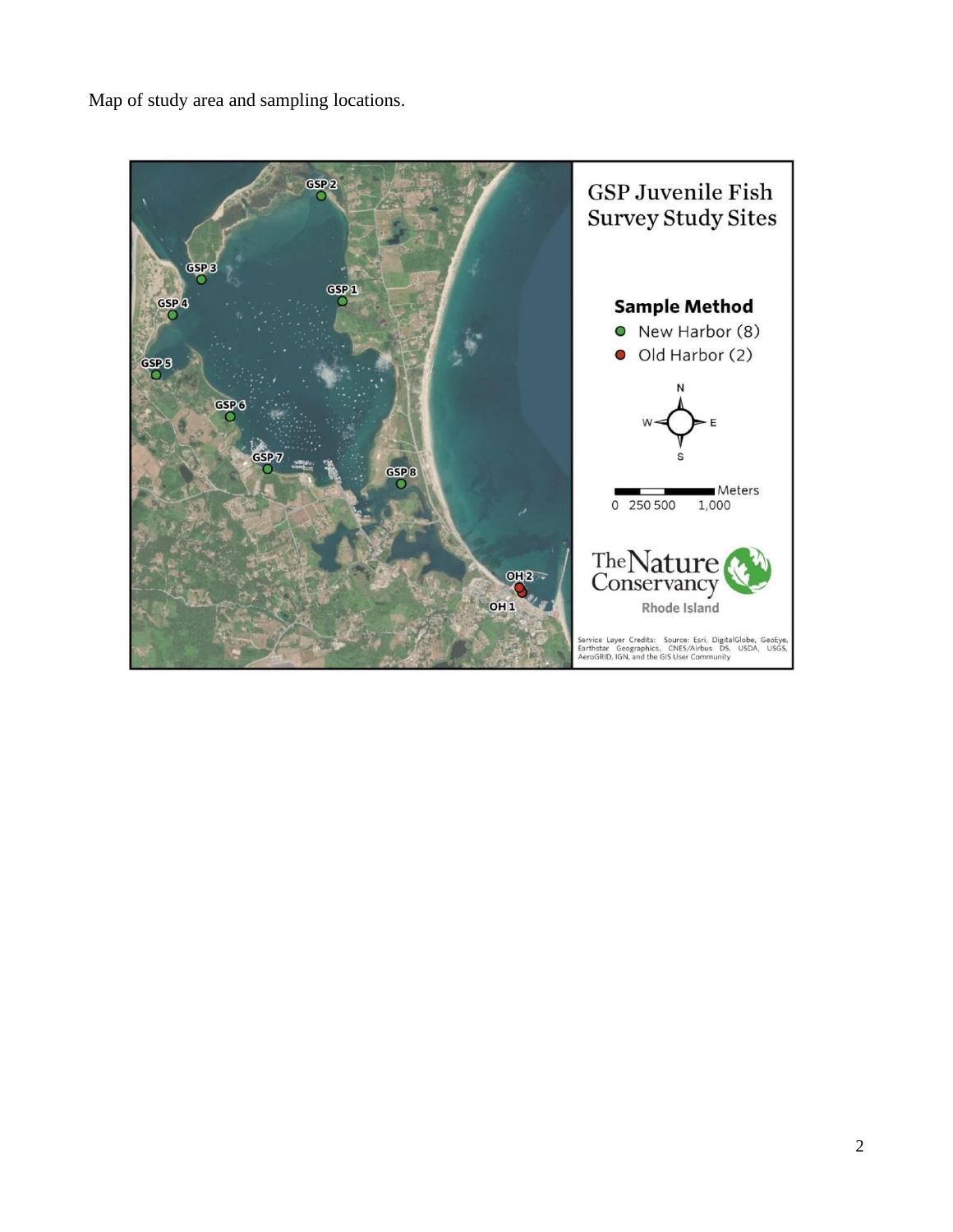Map of study area and sampling locations.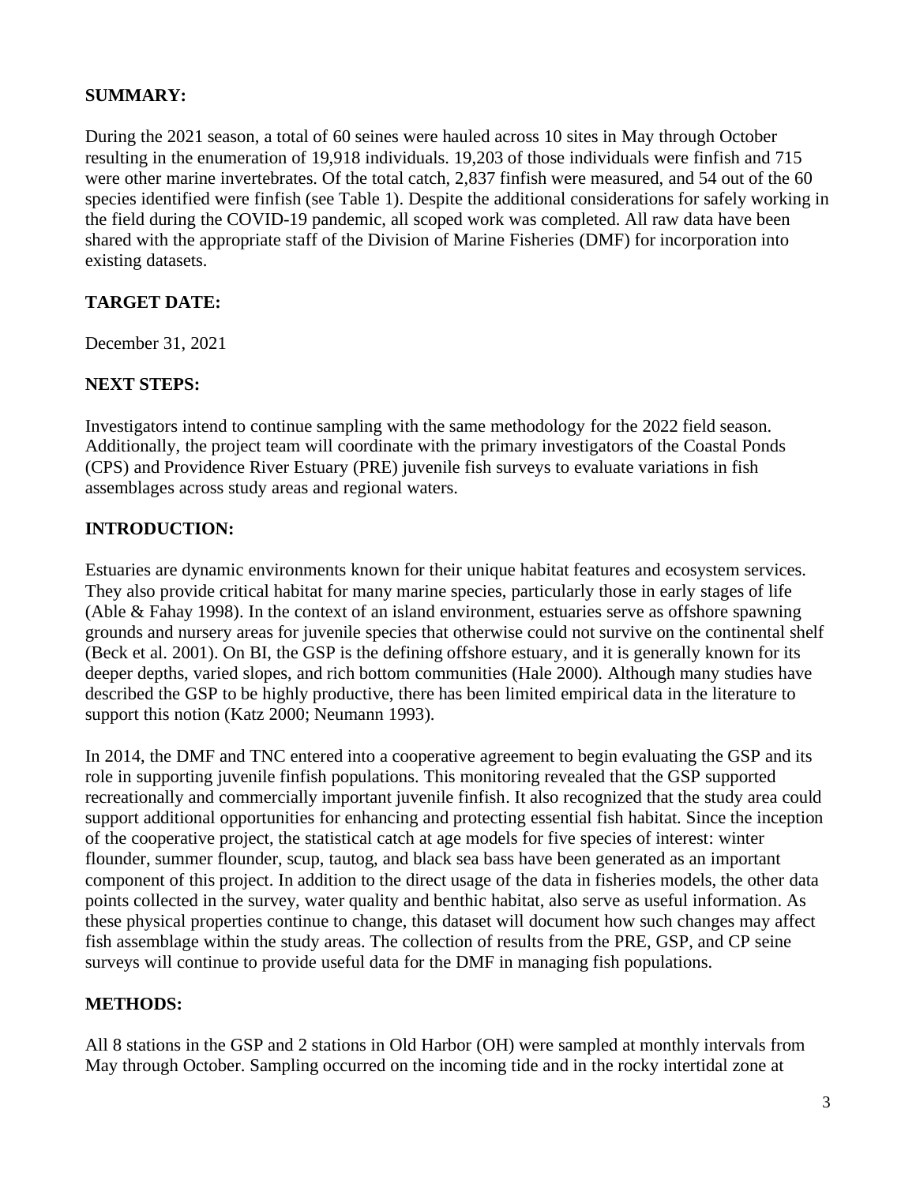**SUMMARY:**

During the 2021 season, a total of 60 seines were hauled across 10 sites in May through October resulting in the enumeration of 19,918 individuals. 19,203 of those individuals were finfish and 715 were other marine invertebrates. Of the total catch, 2,837 finfish were measured, and 54 out of the 60 species identified were finfish (see Table 1). Despite the additional considerations for safely working in the field during the COVID-19 pandemic, all scoped work was completed. All raw data have been shared with the appropriate staff of the Division of Marine Fisheries (DMF) for incorporation into existing datasets.

**TARGET DATE:**

December 31, 2021

**NEXT STEPS:**

Investigators intend to continue sampling with the same methodology for the 2022 field season. Additionally, the project team will coordinate with the primary investigators of the Coastal Ponds (CPS) and Providence River Estuary (PRE) juvenile fish surveys to evaluate variations in fish assemblages across study areas and regional waters.

**INTRODUCTION:**

Estuaries are dynamic environments known for their unique habitat features and ecosystem services. They also provide critical habitat for many marine species, particularly those in early stages of life (Able & Fahay 1998). In the context of an island environment, estuaries serve as offshore spawning grounds and nursery areas for juvenile species that otherwise could not survive on the continental shelf (Beck et al. 2001). On BI, the GSP is the defining offshore estuary, and it is generally known for its deeper depths, varied slopes, and rich bottom communities (Hale 2000). Although many studies have described the GSP to be highly productive, there has been limited empirical data in the literature to support this notion (Katz 2000; Neumann 1993).

In 2014, the DMF and TNC entered into a cooperative agreement to begin evaluating the GSP and its role in supporting juvenile finfish populations. This monitoring revealed that the GSP supported recreationally and commercially important juvenile finfish. It also recognized that the study area could support additional opportunities for enhancing and protecting essential fish habitat. Since the inception of the cooperative project, the statistical catch at age models for five species of interest: winter flounder, summer flounder, scup, tautog, and black sea bass have been generated as an important component of this project. In addition to the direct usage of the data in fisheries models, the other data points collected in the survey, water quality and benthic habitat, also serve as useful information. As these physical properties continue to change, this dataset will document how such changes may affect fish assemblage within the study areas. The collection of results from the PRE, GSP, and CP seine surveys will continue to provide useful data for the DMF in managing fish populations.

**METHODS:**

All 8 stations in the GSP and 2 stations in Old Harbor (OH) were sampled at monthly intervals from May through October. Sampling occurred on the incoming tide and in the rocky intertidal zone at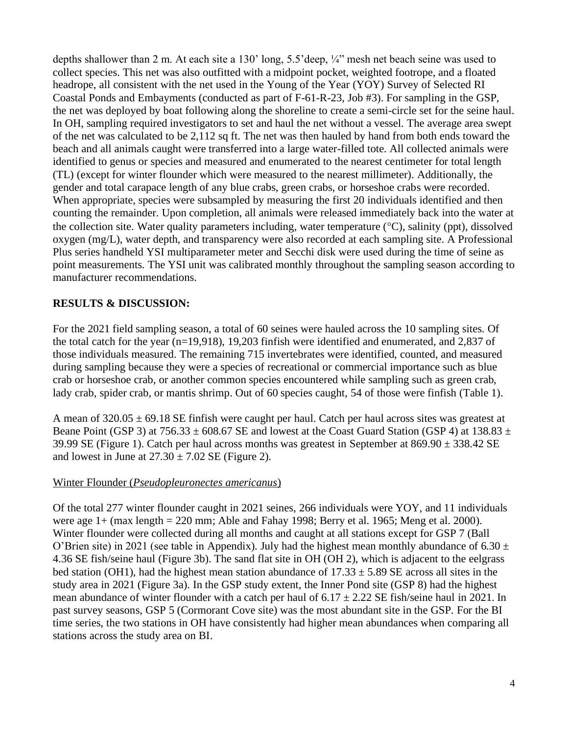depths shallower than 2 m. At each site a 130' long, 5.5'deep, ¼" mesh net beach seine was used to collect species. This net was also outfitted with a midpoint pocket, weighted footrope, and a floated headrope, all consistent with the net used in the Young of the Year (YOY) Survey of Selected RI Coastal Ponds and Embayments (conducted as part of F-61-R-23, Job #3). For sampling in the GSP, the net was deployed by boat following along the shoreline to create a semi-circle set for the seine haul. In OH, sampling required investigators to set and haul the net without a vessel. The average area swept of the net was calculated to be 2,112 sq ft. The net was then hauled by hand from both ends toward the beach and all animals caught were transferred into a large water-filled tote. All collected animals were identified to genus or species and measured and enumerated to the nearest centimeter for total length (TL) (except for winter flounder which were measured to the nearest millimeter). Additionally, the gender and total carapace length of any blue crabs, green crabs, or horseshoe crabs were recorded. When appropriate, species were subsampled by measuring the first 20 individuals identified and then counting the remainder. Upon completion, all animals were released immediately back into the water at the collection site. Water quality parameters including, water temperature (°C), salinity (ppt), dissolved oxygen (mg/L), water depth, and transparency were also recorded at each sampling site. A Professional Plus series handheld YSI multiparameter meter and Secchi disk were used during the time of seine as point measurements. The YSI unit was calibrated monthly throughout the sampling season according to manufacturer recommendations.

## RESULTS & DISCUSSION:

For the 2021 field sampling season, a total of 60 seines were hauled across the 10 sampling sites. Of the total catch for the year (n=19,918), 19,203 finfish were identified and enumerated, and 2,837 of those individuals measured. The remaining 715 invertebrates were identified, counted, and measured during sampling because they were a species of recreational or commercial importance such as blue crab or horseshoe crab, or another common species encountered while sampling such as green crab, lady crab, spider crab, or mantis shrimp. Out of 60 species caught, 54 of those were finfish (Table 1).

A mean of 320.05 ± 69.18 SE finfish were caught per haul. Catch per haul across sites was greatest at Beane Point (GSP 3) at 756.33 ± 608.67 SE and lowest at the Coast Guard Station (GSP 4) at 138.83 ± 39.99 SE (Figure 1). Catch per haul across months was greatest in September at 869.90 ± 338.42 SE and lowest in June at 27.30 ± 7.02 SE (Figure 2).

### Winter Flounder (*Pseudopleuronectes americanus*)

Of the total 277 winter flounder caught in 2021 seines, 266 individuals were YOY, and 11 individuals were age 1+ (max length = 220 mm; Able and Fahay 1998; Berry et al. 1965; Meng et al. 2000). Winter flounder were collected during all months and caught at all stations except for GSP 7 (Ball O'Brien site) in 2021 (see table in Appendix). July had the highest mean monthly abundance of 6.30 ± 4.36 SE fish/seine haul (Figure 3b). The sand flat site in OH (OH 2), which is adjacent to the eelgrass bed station (OH1), had the highest mean station abundance of 17.33 ± 5.89 SE across all sites in the study area in 2021 (Figure 3a). In the GSP study extent, the Inner Pond site (GSP 8) had the highest mean abundance of winter flounder with a catch per haul of 6.17 ± 2.22 SE fish/seine haul in 2021. In past survey seasons, GSP 5 (Cormorant Cove site) was the most abundant site in the GSP. For the BI time series, the two stations in OH have consistently had higher mean abundances when comparing all stations across the study area on BI.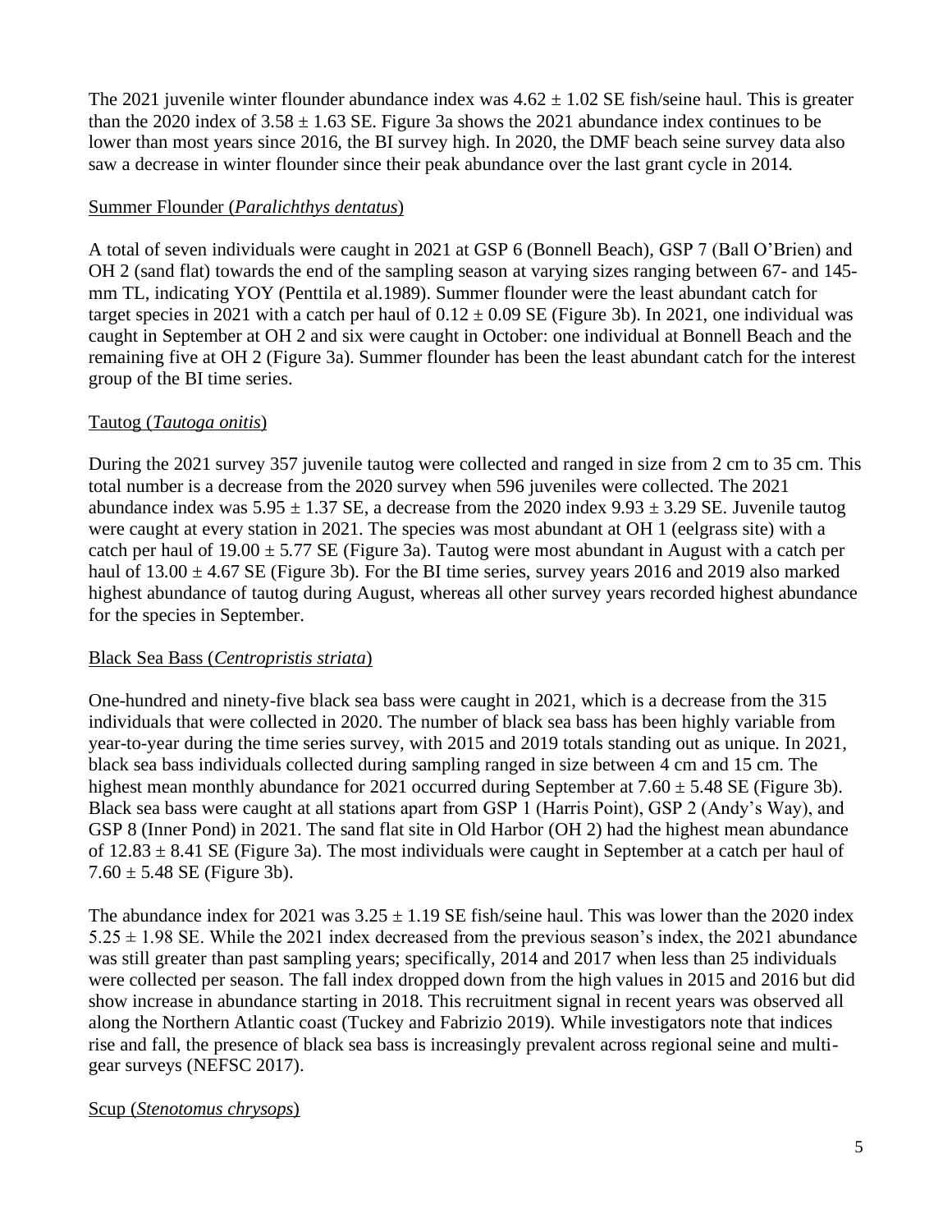The 2021 juvenile winter flounder abundance index was 4.62 ± 1.02 SE fish/seine haul. This is greater than the 2020 index of 3.58 ± 1.63 SE. Figure 3a shows the 2021 abundance index continues to be lower than most years since 2016, the BI survey high. In 2020, the DMF beach seine survey data also saw a decrease in winter flounder since their peak abundance over the last grant cycle in 2014.

## Summer Flounder (*Paralichthys dentatus*)

A total of seven individuals were caught in 2021 at GSP 6 (Bonnell Beach), GSP 7 (Ball O'Brien) and OH 2 (sand flat) towards the end of the sampling season at varying sizes ranging between 67- and 145-mm TL, indicating YOY (Penttila et al.1989). Summer flounder were the least abundant catch for target species in 2021 with a catch per haul of 0.12 ± 0.09 SE (Figure 3b). In 2021, one individual was caught in September at OH 2 and six were caught in October: one individual at Bonnell Beach and the remaining five at OH 2 (Figure 3a). Summer flounder has been the least abundant catch for the interest group of the BI time series.

## Tautog (*Tautoga onitis*)

During the 2021 survey 357 juvenile tautog were collected and ranged in size from 2 cm to 35 cm. This total number is a decrease from the 2020 survey when 596 juveniles were collected. The 2021 abundance index was 5.95 ± 1.37 SE, a decrease from the 2020 index 9.93 ± 3.29 SE. Juvenile tautog were caught at every station in 2021. The species was most abundant at OH 1 (eelgrass site) with a catch per haul of 19.00 ± 5.77 SE (Figure 3a). Tautog were most abundant in August with a catch per haul of 13.00 ± 4.67 SE (Figure 3b). For the BI time series, survey years 2016 and 2019 also marked highest abundance of tautog during August, whereas all other survey years recorded highest abundance for the species in September.

## Black Sea Bass (*Centropristis striata*)

One-hundred and ninety-five black sea bass were caught in 2021, which is a decrease from the 315 individuals that were collected in 2020. The number of black sea bass has been highly variable from year-to-year during the time series survey, with 2015 and 2019 totals standing out as unique. In 2021, black sea bass individuals collected during sampling ranged in size between 4 cm and 15 cm. The highest mean monthly abundance for 2021 occurred during September at 7.60 ± 5.48 SE (Figure 3b). Black sea bass were caught at all stations apart from GSP 1 (Harris Point), GSP 2 (Andy's Way), and GSP 8 (Inner Pond) in 2021. The sand flat site in Old Harbor (OH 2) had the highest mean abundance of 12.83 ± 8.41 SE (Figure 3a). The most individuals were caught in September at a catch per haul of 7.60 ± 5.48 SE (Figure 3b).

The abundance index for 2021 was 3.25 ± 1.19 SE fish/seine haul. This was lower than the 2020 index 5.25 ± 1.98 SE. While the 2021 index decreased from the previous season's index, the 2021 abundance was still greater than past sampling years; specifically, 2014 and 2017 when less than 25 individuals were collected per season. The fall index dropped down from the high values in 2015 and 2016 but did show increase in abundance starting in 2018. This recruitment signal in recent years was observed all along the Northern Atlantic coast (Tuckey and Fabrizio 2019). While investigators note that indices rise and fall, the presence of black sea bass is increasingly prevalent across regional seine and multi-gear surveys (NEFSC 2017).

## Scup (*Stenotomus chrysops*)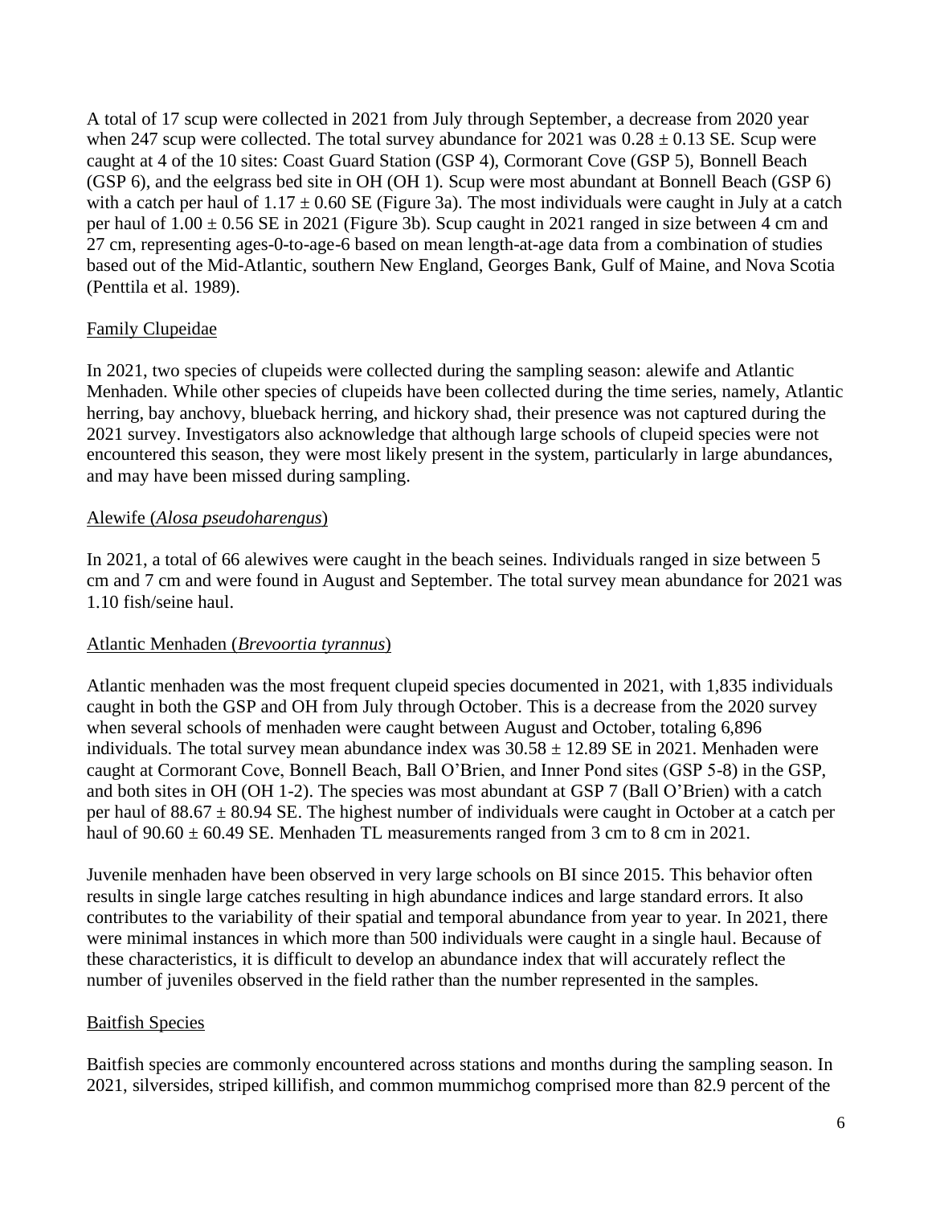A total of 17 scup were collected in 2021 from July through September, a decrease from 2020 year when 247 scup were collected. The total survey abundance for 2021 was 0.28 ± 0.13 SE. Scup were caught at 4 of the 10 sites: Coast Guard Station (GSP 4), Cormorant Cove (GSP 5), Bonnell Beach (GSP 6), and the eelgrass bed site in OH (OH 1). Scup were most abundant at Bonnell Beach (GSP 6) with a catch per haul of 1.17 ± 0.60 SE (Figure 3a). The most individuals were caught in July at a catch per haul of 1.00 ± 0.56 SE in 2021 (Figure 3b). Scup caught in 2021 ranged in size between 4 cm and 27 cm, representing ages-0-to-age-6 based on mean length-at-age data from a combination of studies based out of the Mid-Atlantic, southern New England, Georges Bank, Gulf of Maine, and Nova Scotia (Penttila et al. 1989).

### Family Clupeidae

In 2021, two species of clupeids were collected during the sampling season: alewife and Atlantic Menhaden. While other species of clupeids have been collected during the time series, namely, Atlantic herring, bay anchovy, blueback herring, and hickory shad, their presence was not captured during the 2021 survey. Investigators also acknowledge that although large schools of clupeid species were not encountered this season, they were most likely present in the system, particularly in large abundances, and may have been missed during sampling.

### Alewife (*Alosa pseudoharengus*)

In 2021, a total of 66 alewives were caught in the beach seines. Individuals ranged in size between 5 cm and 7 cm and were found in August and September. The total survey mean abundance for 2021 was 1.10 fish/seine haul.

### Atlantic Menhaden (*Brevoortia tyrannus*)

Atlantic menhaden was the most frequent clupeid species documented in 2021, with 1,835 individuals caught in both the GSP and OH from July through October. This is a decrease from the 2020 survey when several schools of menhaden were caught between August and October, totaling 6,896 individuals. The total survey mean abundance index was 30.58 ± 12.89 SE in 2021. Menhaden were caught at Cormorant Cove, Bonnell Beach, Ball O'Brien, and Inner Pond sites (GSP 5-8) in the GSP, and both sites in OH (OH 1-2). The species was most abundant at GSP 7 (Ball O'Brien) with a catch per haul of 88.67 ± 80.94 SE. The highest number of individuals were caught in October at a catch per haul of 90.60 ± 60.49 SE. Menhaden TL measurements ranged from 3 cm to 8 cm in 2021.

Juvenile menhaden have been observed in very large schools on BI since 2015. This behavior often results in single large catches resulting in high abundance indices and large standard errors. It also contributes to the variability of their spatial and temporal abundance from year to year. In 2021, there were minimal instances in which more than 500 individuals were caught in a single haul. Because of these characteristics, it is difficult to develop an abundance index that will accurately reflect the number of juveniles observed in the field rather than the number represented in the samples.

### Baitfish Species

Baitfish species are commonly encountered across stations and months during the sampling season. In 2021, silversides, striped killifish, and common mummichog comprised more than 82.9 percent of the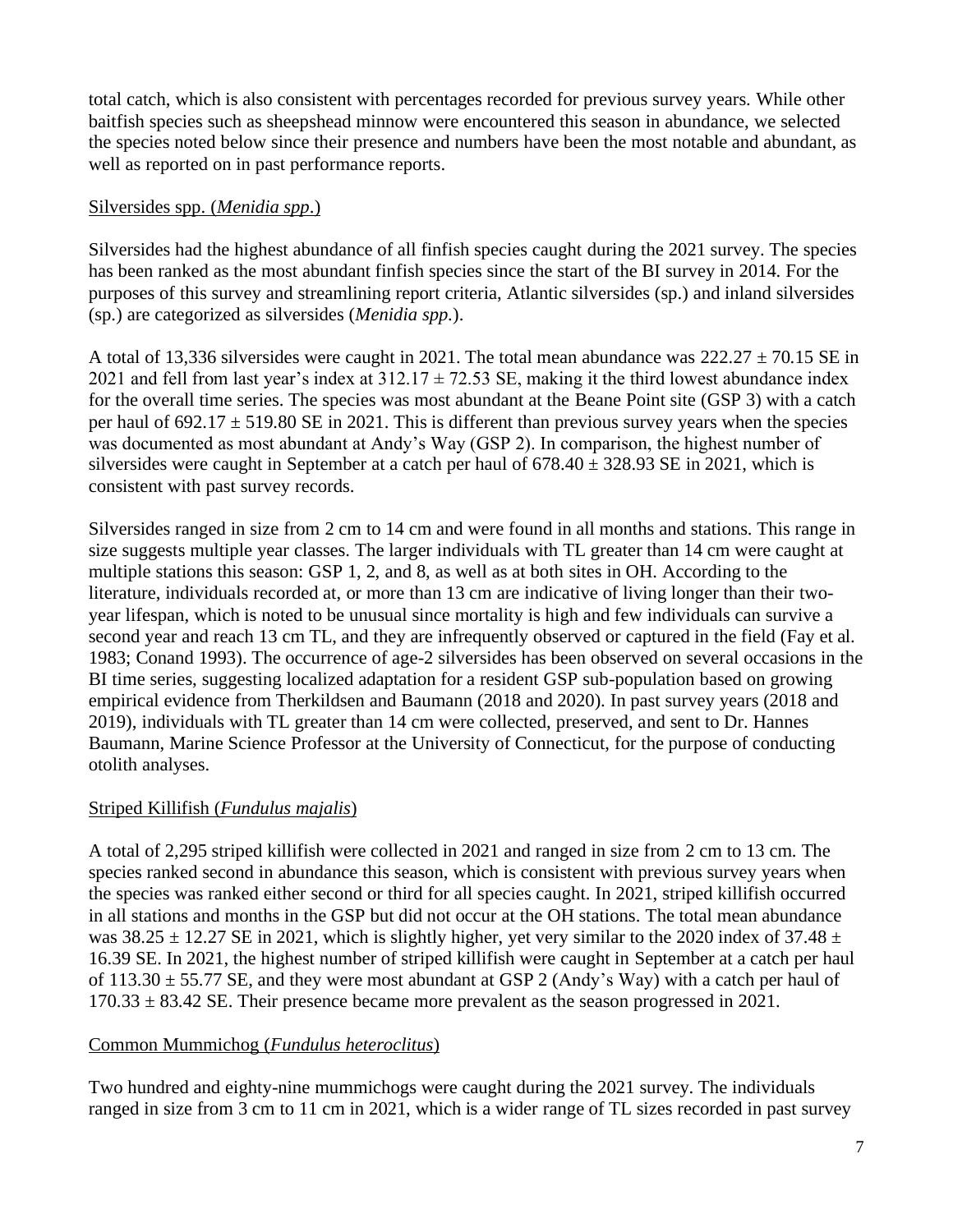total catch, which is also consistent with percentages recorded for previous survey years. While other baitfish species such as sheepshead minnow were encountered this season in abundance, we selected the species noted below since their presence and numbers have been the most notable and abundant, as well as reported on in past performance reports.

Silversides spp. (*Menidia spp*.)

Silversides had the highest abundance of all finfish species caught during the 2021 survey. The species has been ranked as the most abundant finfish species since the start of the BI survey in 2014. For the purposes of this survey and streamlining report criteria, Atlantic silversides (sp.) and inland silversides (sp.) are categorized as silversides (*Menidia spp.*).

A total of 13,336 silversides were caught in 2021. The total mean abundance was 222.27 ± 70.15 SE in 2021 and fell from last year's index at 312.17 ± 72.53 SE, making it the third lowest abundance index for the overall time series. The species was most abundant at the Beane Point site (GSP 3) with a catch per haul of 692.17 ± 519.80 SE in 2021. This is different than previous survey years when the species was documented as most abundant at Andy's Way (GSP 2). In comparison, the highest number of silversides were caught in September at a catch per haul of 678.40 ± 328.93 SE in 2021, which is consistent with past survey records.

Silversides ranged in size from 2 cm to 14 cm and were found in all months and stations. This range in size suggests multiple year classes. The larger individuals with TL greater than 14 cm were caught at multiple stations this season: GSP 1, 2, and 8, as well as at both sites in OH. According to the literature, individuals recorded at, or more than 13 cm are indicative of living longer than their two-year lifespan, which is noted to be unusual since mortality is high and few individuals can survive a second year and reach 13 cm TL, and they are infrequently observed or captured in the field (Fay et al. 1983; Conand 1993). The occurrence of age-2 silversides has been observed on several occasions in the BI time series, suggesting localized adaptation for a resident GSP sub-population based on growing empirical evidence from Therkildsen and Baumann (2018 and 2020). In past survey years (2018 and 2019), individuals with TL greater than 14 cm were collected, preserved, and sent to Dr. Hannes Baumann, Marine Science Professor at the University of Connecticut, for the purpose of conducting otolith analyses.

Striped Killifish (*Fundulus majalis*)

A total of 2,295 striped killifish were collected in 2021 and ranged in size from 2 cm to 13 cm. The species ranked second in abundance this season, which is consistent with previous survey years when the species was ranked either second or third for all species caught. In 2021, striped killifish occurred in all stations and months in the GSP but did not occur at the OH stations. The total mean abundance was 38.25 ± 12.27 SE in 2021, which is slightly higher, yet very similar to the 2020 index of 37.48 ± 16.39 SE. In 2021, the highest number of striped killifish were caught in September at a catch per haul of 113.30 ± 55.77 SE, and they were most abundant at GSP 2 (Andy's Way) with a catch per haul of 170.33 ± 83.42 SE. Their presence became more prevalent as the season progressed in 2021.

Common Mummichog (*Fundulus heteroclitus*)

Two hundred and eighty-nine mummichogs were caught during the 2021 survey. The individuals ranged in size from 3 cm to 11 cm in 2021, which is a wider range of TL sizes recorded in past survey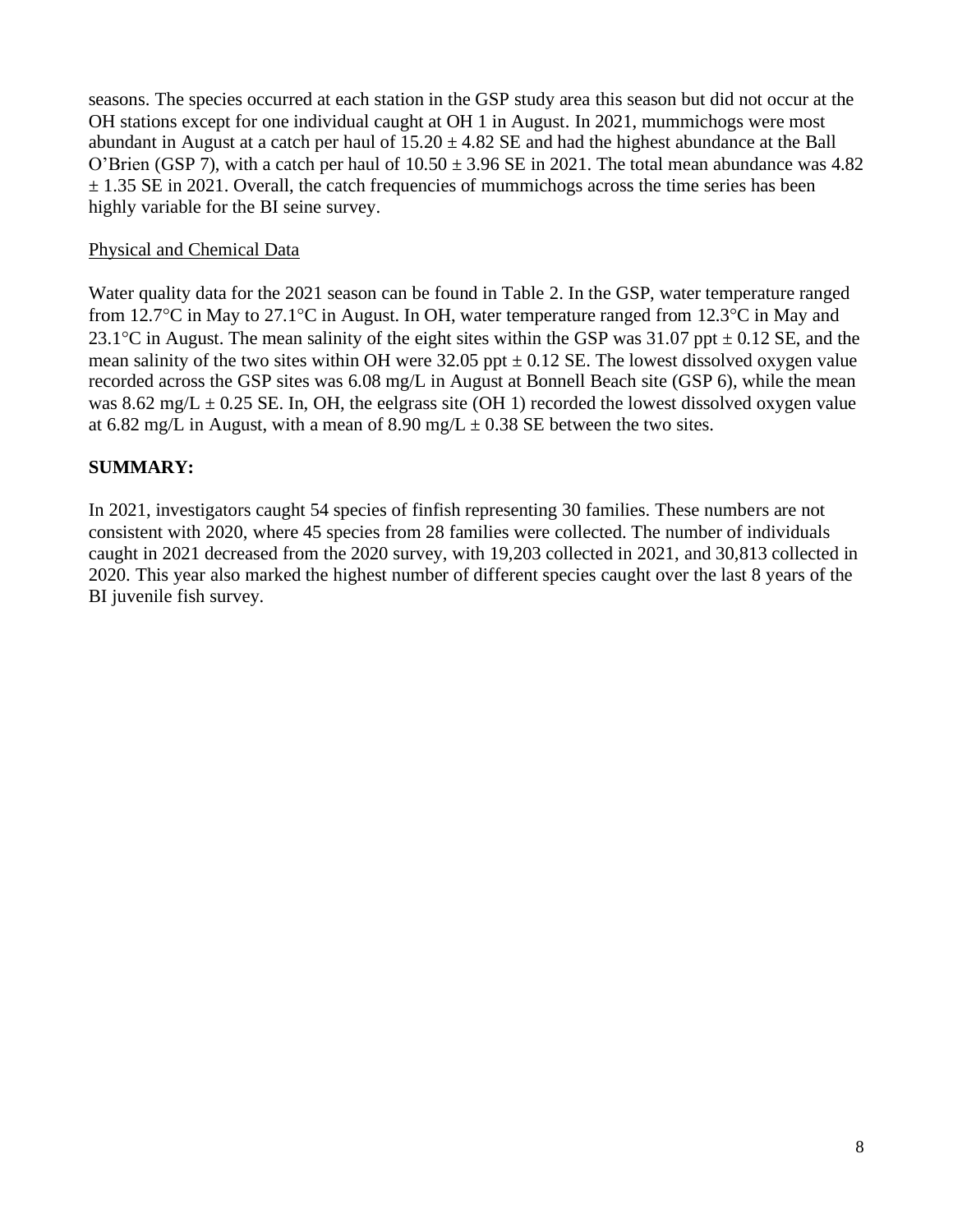seasons. The species occurred at each station in the GSP study area this season but did not occur at the OH stations except for one individual caught at OH 1 in August. In 2021, mummichogs were most abundant in August at a catch per haul of 15.20 ± 4.82 SE and had the highest abundance at the Ball O'Brien (GSP 7), with a catch per haul of 10.50 ± 3.96 SE in 2021. The total mean abundance was 4.82 ± 1.35 SE in 2021. Overall, the catch frequencies of mummichogs across the time series has been highly variable for the BI seine survey.

Physical and Chemical Data

Water quality data for the 2021 season can be found in Table 2. In the GSP, water temperature ranged from 12.7°C in May to 27.1°C in August. In OH, water temperature ranged from 12.3°C in May and 23.1°C in August. The mean salinity of the eight sites within the GSP was 31.07 ppt ± 0.12 SE, and the mean salinity of the two sites within OH were 32.05 ppt ± 0.12 SE. The lowest dissolved oxygen value recorded across the GSP sites was 6.08 mg/L in August at Bonnell Beach site (GSP 6), while the mean was 8.62 mg/L ± 0.25 SE. In, OH, the eelgrass site (OH 1) recorded the lowest dissolved oxygen value at 6.82 mg/L in August, with a mean of 8.90 mg/L ± 0.38 SE between the two sites.

**SUMMARY:**

In 2021, investigators caught 54 species of finfish representing 30 families. These numbers are not consistent with 2020, where 45 species from 28 families were collected. The number of individuals caught in 2021 decreased from the 2020 survey, with 19,203 collected in 2021, and 30,813 collected in 2020. This year also marked the highest number of different species caught over the last 8 years of the BI juvenile fish survey.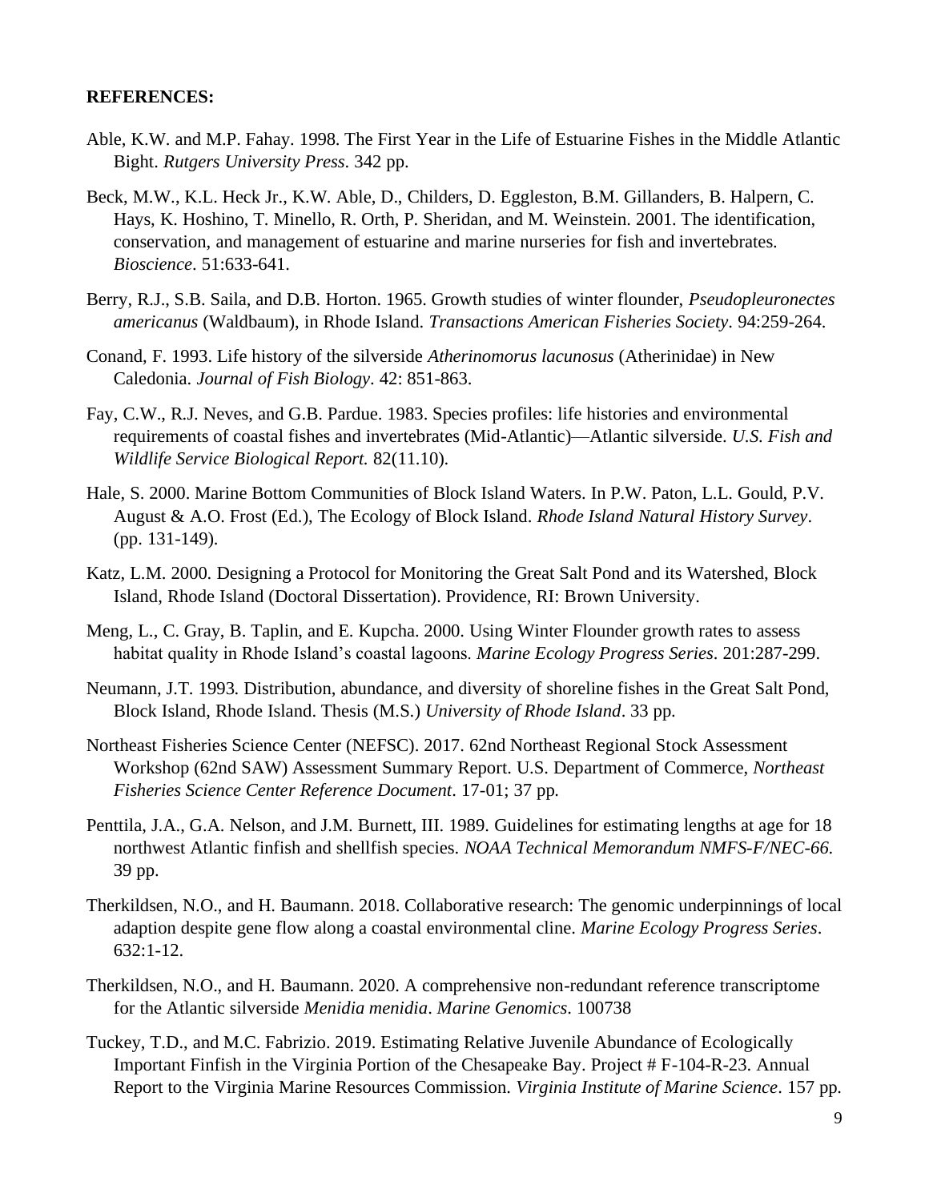**REFERENCES:**

Able, K.W. and M.P. Fahay. 1998. The First Year in the Life of Estuarine Fishes in the Middle Atlantic Bight. *Rutgers University Press*. 342 pp.

Beck, M.W., K.L. Heck Jr., K.W. Able, D., Childers, D. Eggleston, B.M. Gillanders, B. Halpern, C. Hays, K. Hoshino, T. Minello, R. Orth, P. Sheridan, and M. Weinstein. 2001. The identification, conservation, and management of estuarine and marine nurseries for fish and invertebrates. *Bioscience*. 51:633-641.

Berry, R.J., S.B. Saila, and D.B. Horton. 1965. Growth studies of winter flounder, *Pseudopleuronectes americanus* (Waldbaum), in Rhode Island. *Transactions American Fisheries Society*. 94:259-264.

Conand, F. 1993. Life history of the silverside *Atherinomorus lacunosus* (Atherinidae) in New Caledonia. *Journal of Fish Biology*. 42: 851-863.

Fay, C.W., R.J. Neves, and G.B. Pardue. 1983. Species profiles: life histories and environmental requirements of coastal fishes and invertebrates (Mid-Atlantic)—Atlantic silverside. *U.S. Fish and Wildlife Service Biological Report.* 82(11.10).

Hale, S. 2000. Marine Bottom Communities of Block Island Waters. In P.W. Paton, L.L. Gould, P.V. August & A.O. Frost (Ed.), The Ecology of Block Island. *Rhode Island Natural History Survey*. (pp. 131-149).

Katz, L.M. 2000. Designing a Protocol for Monitoring the Great Salt Pond and its Watershed, Block Island, Rhode Island (Doctoral Dissertation). Providence, RI: Brown University.

Meng, L., C. Gray, B. Taplin, and E. Kupcha. 2000. Using Winter Flounder growth rates to assess habitat quality in Rhode Island's coastal lagoons. *Marine Ecology Progress Series*. 201:287-299.

Neumann, J.T. 1993. Distribution, abundance, and diversity of shoreline fishes in the Great Salt Pond, Block Island, Rhode Island. Thesis (M.S.) *University of Rhode Island*. 33 pp.

Northeast Fisheries Science Center (NEFSC). 2017. 62nd Northeast Regional Stock Assessment Workshop (62nd SAW) Assessment Summary Report. U.S. Department of Commerce, *Northeast Fisheries Science Center Reference Document*. 17-01; 37 pp.

Penttila, J.A., G.A. Nelson, and J.M. Burnett, III. 1989. Guidelines for estimating lengths at age for 18 northwest Atlantic finfish and shellfish species. *NOAA Technical Memorandum NMFS-F/NEC-66.* 39 pp.

Therkildsen, N.O., and H. Baumann. 2018. Collaborative research: The genomic underpinnings of local adaption despite gene flow along a coastal environmental cline. *Marine Ecology Progress Series*. 632:1-12.

Therkildsen, N.O., and H. Baumann. 2020. A comprehensive non-redundant reference transcriptome for the Atlantic silverside *Menidia menidia*. *Marine Genomics*. 100738

Tuckey, T.D., and M.C. Fabrizio. 2019. Estimating Relative Juvenile Abundance of Ecologically Important Finfish in the Virginia Portion of the Chesapeake Bay. Project # F-104-R-23. Annual Report to the Virginia Marine Resources Commission. *Virginia Institute of Marine Science*. 157 pp.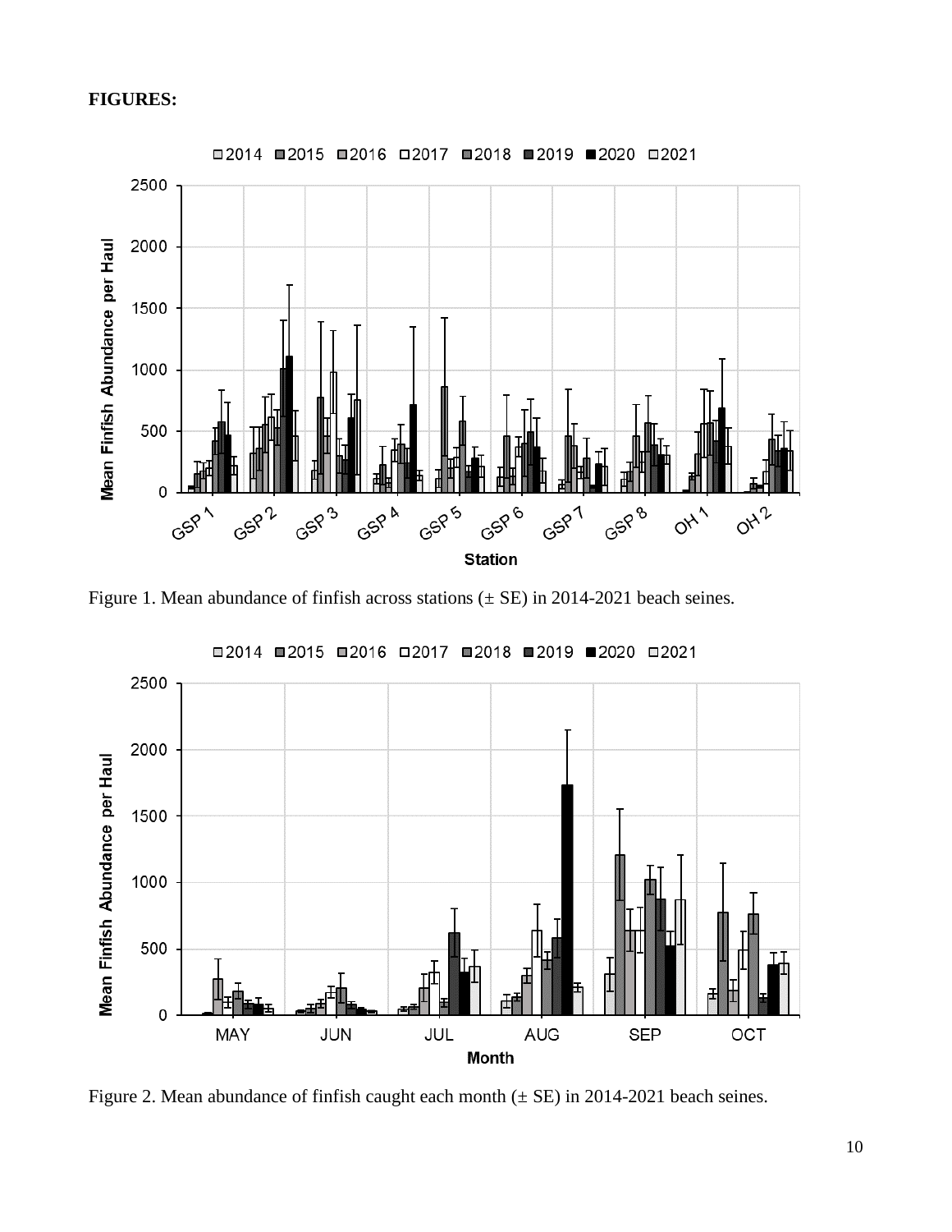**FIGURES:**

Figure 1. Mean abundance of finfish across stations (± SE) in 2014-2021 beach seines.

Figure 2. Mean abundance of finfish caught each month (± SE) in 2014-2021 beach seines.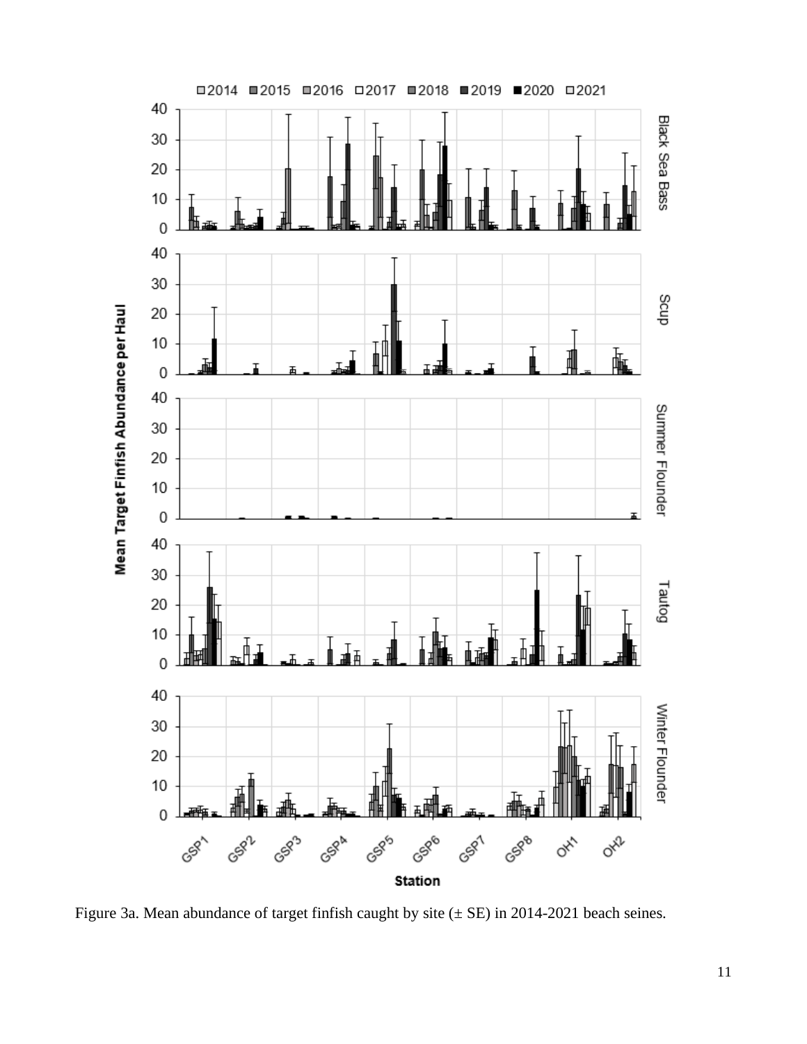Figure 3a. Mean abundance of target finfish caught by site (± SE) in 2014-2021 beach seines.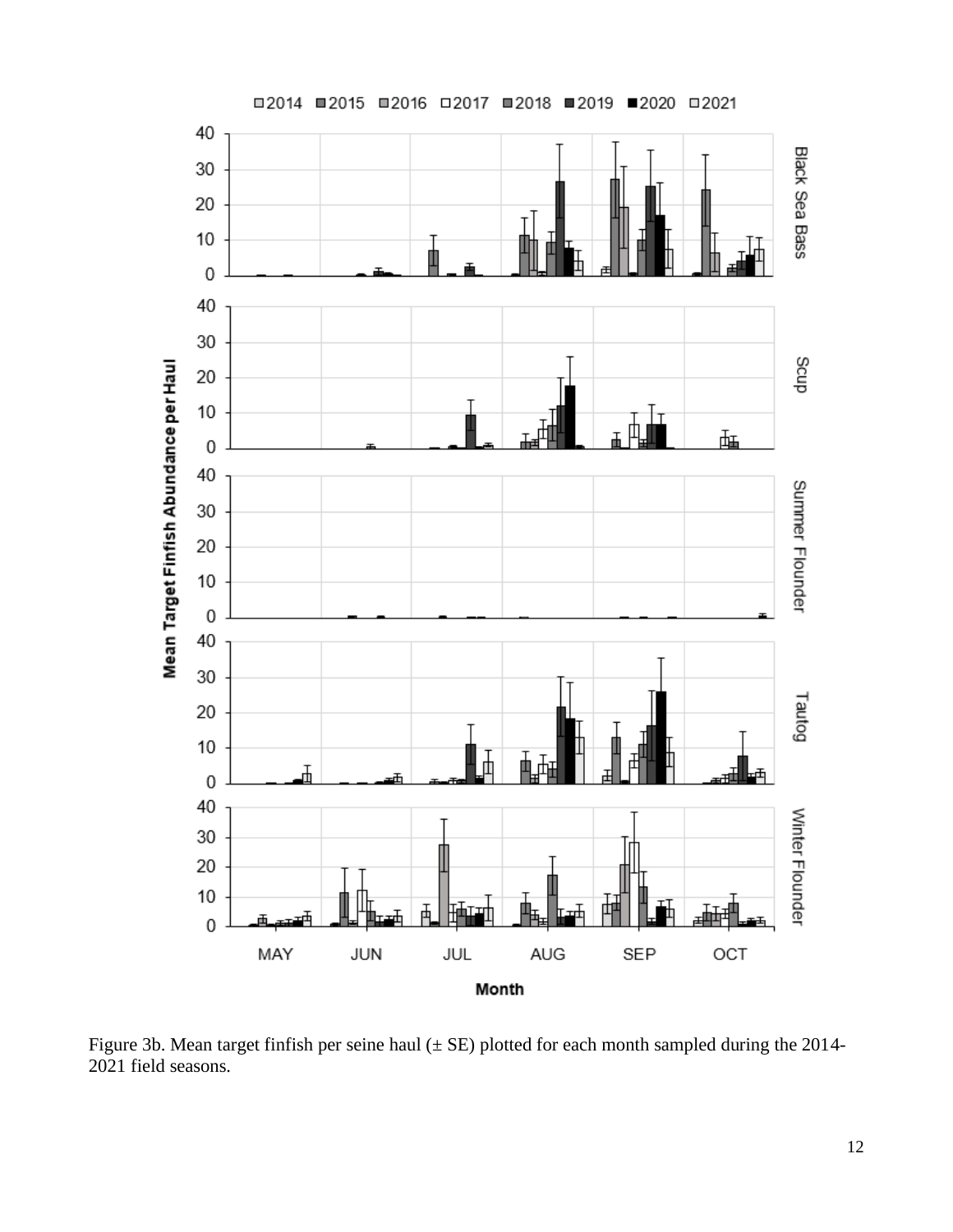Figure 3b. Mean target finfish per seine haul (± SE) plotted for each month sampled during the 2014-2021 field seasons.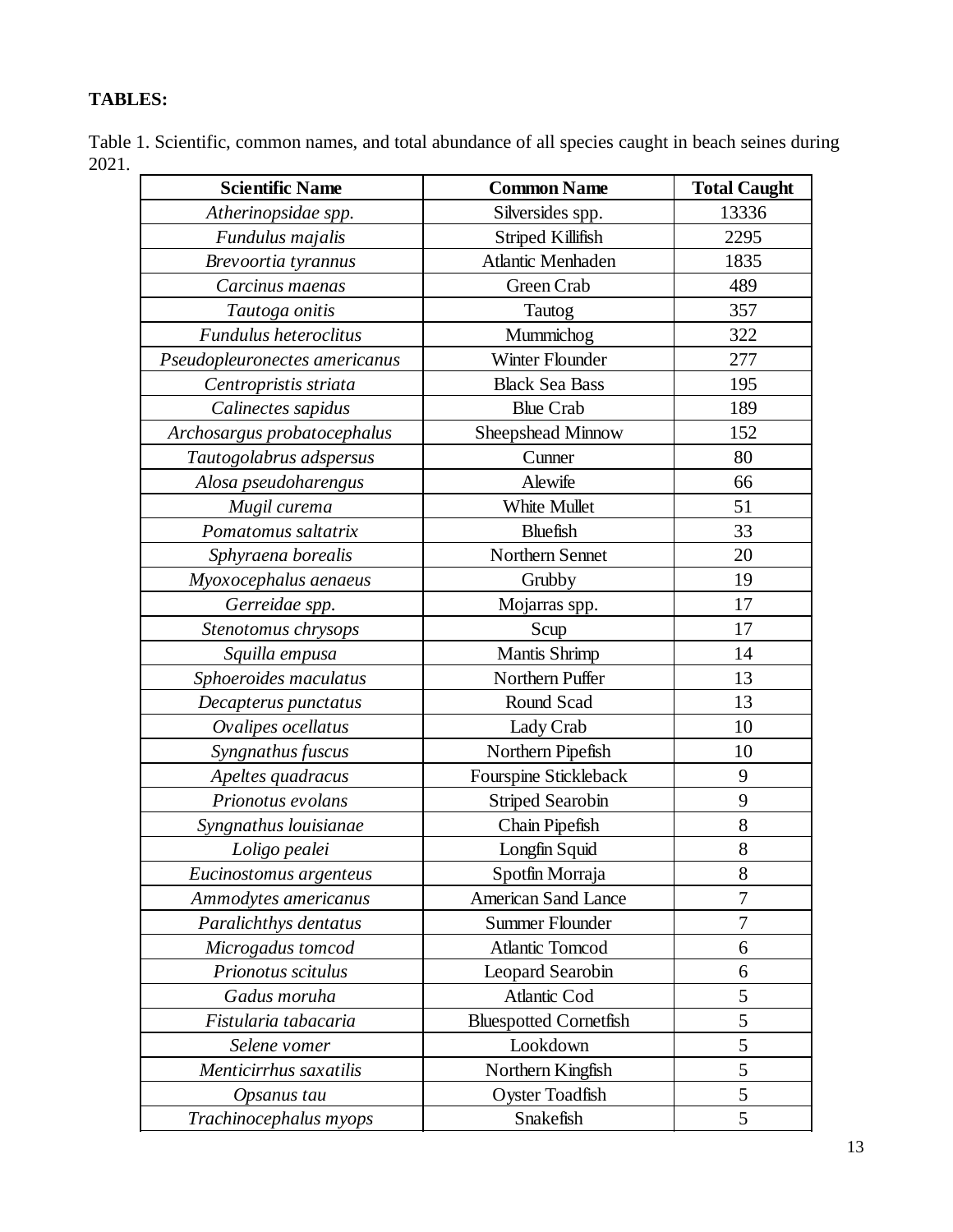**TABLES:**

Table 1. Scientific, common names, and total abundance of all species caught in beach seines during 2021.

| Scientific Name | Common Name | Total Caught |
|---|---|---|
| *Atherinopsidae spp.* | Silversides spp. | 13336 |
| *Fundulus majalis* | Striped Killifish | 2295 |
| *Brevoortia tyrannus* | Atlantic Menhaden | 1835 |
| *Carcinus maenas* | Green Crab | 489 |
| *Tautoga onitis* | Tautog | 357 |
| *Fundulus heteroclitus* | Mummichog | 322 |
| *Pseudopleuronectes americanus* | Winter Flounder | 277 |
| *Centropristis striata* | Black Sea Bass | 195 |
| *Calinectes sapidus* | Blue Crab | 189 |
| *Archosargus probatocephalus* | Sheepshead Minnow | 152 |
| *Tautogolabrus adspersus* | Cunner | 80 |
| *Alosa pseudoharengus* | Alewife | 66 |
| *Mugil curema* | White Mullet | 51 |
| *Pomatomus saltatrix* | Bluefish | 33 |
| *Sphyraena borealis* | Northern Sennet | 20 |
| *Myoxocephalus aenaeus* | Grubby | 19 |
| *Gerreidae spp.* | Mojarras spp. | 17 |
| *Stenotomus chrysops* | Scup | 17 |
| *Squilla empusa* | Mantis Shrimp | 14 |
| *Sphoeroides maculatus* | Northern Puffer | 13 |
| *Decapterus punctatus* | Round Scad | 13 |
| *Ovalipes ocellatus* | Lady Crab | 10 |
| *Syngnathus fuscus* | Northern Pipefish | 10 |
| *Apeltes quadracus* | Fourspine Stickleback | 9 |
| *Prionotus evolans* | Striped Searobin | 9 |
| *Syngnathus louisianae* | Chain Pipefish | 8 |
| *Loligo pealei* | Longfin Squid | 8 |
| *Eucinostomus argenteus* | Spotfin Morraja | 8 |
| *Ammodytes americanus* | American Sand Lance | 7 |
| *Paralichthys dentatus* | Summer Flounder | 7 |
| *Microgadus tomcod* | Atlantic Tomcod | 6 |
| *Prionotus scitulus* | Leopard Searobin | 6 |
| *Gadus moruha* | Atlantic Cod | 5 |
| *Fistularia tabacaria* | Bluespotted Cornetfish | 5 |
| *Selene vomer* | Lookdown | 5 |
| *Menticirrhus saxatilis* | Northern Kingfish | 5 |
| *Opsanus tau* | Oyster Toadfish | 5 |
| *Trachinocephalus myops* | Snakefish | 5 |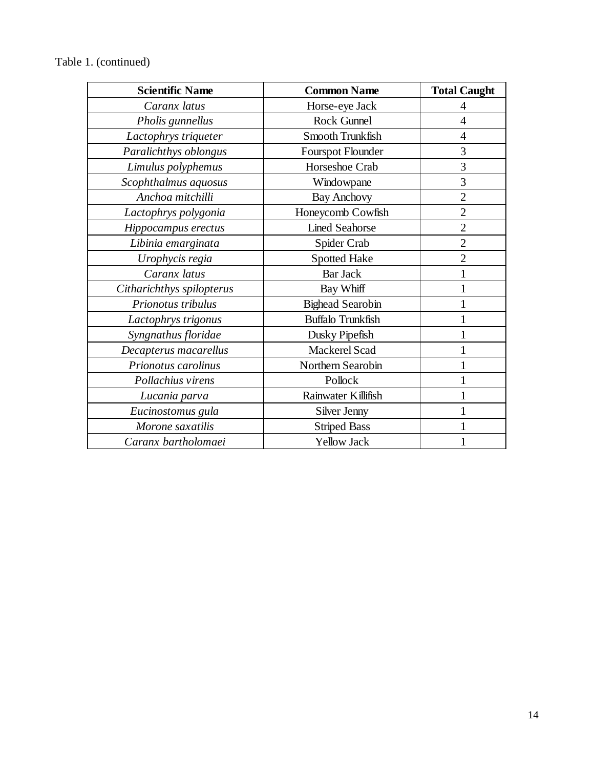Table 1. (continued)

| **Scientific Name** | **Common Name** | **Total Caught** |
| --- | --- | --- |
| *Caranx latus* | Horse-eye Jack | 4 |
| *Pholis gunnellus* | Rock Gunnel | 4 |
| *Lactophrys triqueter* | Smooth Trunkfish | 4 |
| *Paralichthys oblongus* | Fourspot Flounder | 3 |
| *Limulus polyphemus* | Horseshoe Crab | 3 |
| *Scophthalmus aquosus* | Windowpane | 3 |
| *Anchoa mitchilli* | Bay Anchovy | 2 |
| *Lactophrys polygonia* | Honeycomb Cowfish | 2 |
| *Hippocampus erectus* | Lined Seahorse | 2 |
| *Libinia emarginata* | Spider Crab | 2 |
| *Urophycis regia* | Spotted Hake | 2 |
| *Caranx latus* | Bar Jack | 1 |
| *Citharichthys spilopterus* | Bay Whiff | 1 |
| *Prionotus tribulus* | Bighead Searobin | 1 |
| *Lactophrys trigonus* | Buffalo Trunkfish | 1 |
| *Syngnathus floridae* | Dusky Pipefish | 1 |
| *Decapterus macarellus* | Mackerel Scad | 1 |
| *Prionotus carolinus* | Northern Searobin | 1 |
| *Pollachius virens* | Pollock | 1 |
| *Lucania parva* | Rainwater Killifish | 1 |
| *Eucinostomus gula* | Silver Jenny | 1 |
| *Morone saxatilis* | Striped Bass | 1 |
| *Caranx bartholomaei* | Yellow Jack | 1 |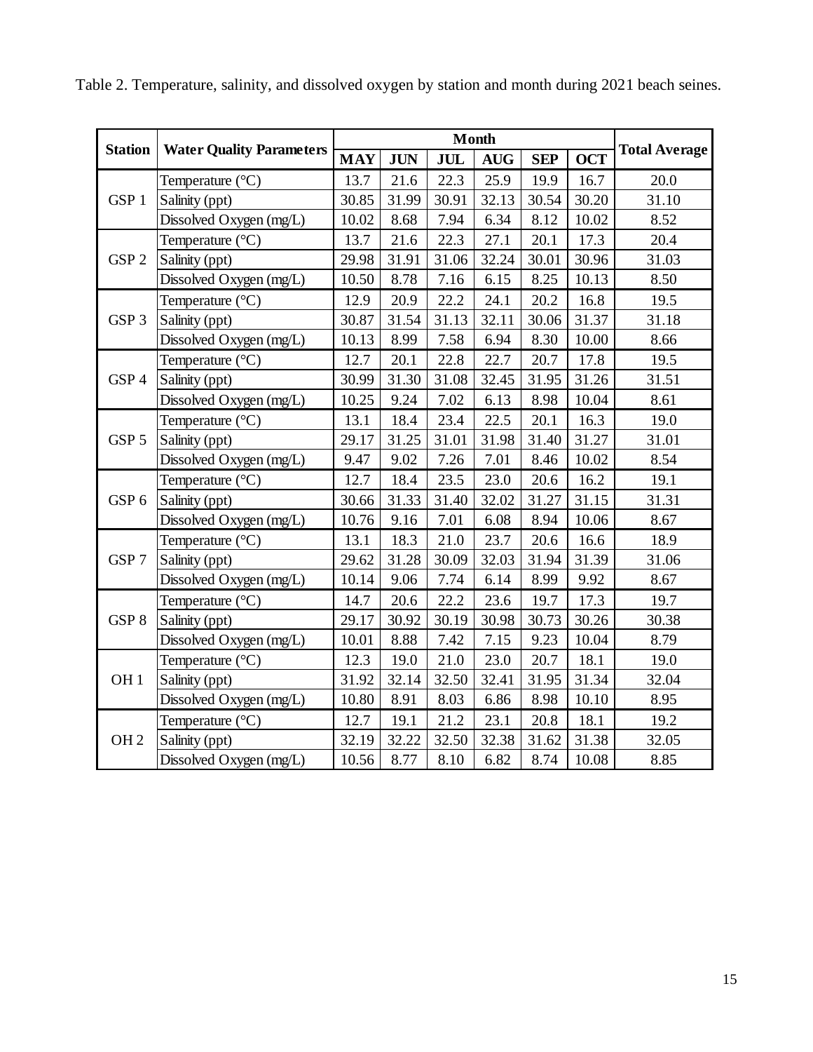Table 2. Temperature, salinity, and dissolved oxygen by station and month during 2021 beach seines.

| Station | Water Quality Parameters | Month | | | | | | Total Average |
|---|---|---|---|---|---|---|---|---|
| | | MAY | JUN | JUL | AUG | SEP | OCT | |
| GSP 1 | Temperature (°C) | 13.7 | 21.6 | 22.3 | 25.9 | 19.9 | 16.7 | 20.0 |
| | Salinity (ppt) | 30.85 | 31.99 | 30.91 | 32.13 | 30.54 | 30.20 | 31.10 |
| | Dissolved Oxygen (mg/L) | 10.02 | 8.68 | 7.94 | 6.34 | 8.12 | 10.02 | 8.52 |
| GSP 2 | Temperature (°C) | 13.7 | 21.6 | 22.3 | 27.1 | 20.1 | 17.3 | 20.4 |
| | Salinity (ppt) | 29.98 | 31.91 | 31.06 | 32.24 | 30.01 | 30.96 | 31.03 |
| | Dissolved Oxygen (mg/L) | 10.50 | 8.78 | 7.16 | 6.15 | 8.25 | 10.13 | 8.50 |
| GSP 3 | Temperature (°C) | 12.9 | 20.9 | 22.2 | 24.1 | 20.2 | 16.8 | 19.5 |
| | Salinity (ppt) | 30.87 | 31.54 | 31.13 | 32.11 | 30.06 | 31.37 | 31.18 |
| | Dissolved Oxygen (mg/L) | 10.13 | 8.99 | 7.58 | 6.94 | 8.30 | 10.00 | 8.66 |
| GSP 4 | Temperature (°C) | 12.7 | 20.1 | 22.8 | 22.7 | 20.7 | 17.8 | 19.5 |
| | Salinity (ppt) | 30.99 | 31.30 | 31.08 | 32.45 | 31.95 | 31.26 | 31.51 |
| | Dissolved Oxygen (mg/L) | 10.25 | 9.24 | 7.02 | 6.13 | 8.98 | 10.04 | 8.61 |
| GSP 5 | Temperature (°C) | 13.1 | 18.4 | 23.4 | 22.5 | 20.1 | 16.3 | 19.0 |
| | Salinity (ppt) | 29.17 | 31.25 | 31.01 | 31.98 | 31.40 | 31.27 | 31.01 |
| | Dissolved Oxygen (mg/L) | 9.47 | 9.02 | 7.26 | 7.01 | 8.46 | 10.02 | 8.54 |
| GSP 6 | Temperature (°C) | 12.7 | 18.4 | 23.5 | 23.0 | 20.6 | 16.2 | 19.1 |
| | Salinity (ppt) | 30.66 | 31.33 | 31.40 | 32.02 | 31.27 | 31.15 | 31.31 |
| | Dissolved Oxygen (mg/L) | 10.76 | 9.16 | 7.01 | 6.08 | 8.94 | 10.06 | 8.67 |
| GSP 7 | Temperature (°C) | 13.1 | 18.3 | 21.0 | 23.7 | 20.6 | 16.6 | 18.9 |
| | Salinity (ppt) | 29.62 | 31.28 | 30.09 | 32.03 | 31.94 | 31.39 | 31.06 |
| | Dissolved Oxygen (mg/L) | 10.14 | 9.06 | 7.74 | 6.14 | 8.99 | 9.92 | 8.67 |
| GSP 8 | Temperature (°C) | 14.7 | 20.6 | 22.2 | 23.6 | 19.7 | 17.3 | 19.7 |
| | Salinity (ppt) | 29.17 | 30.92 | 30.19 | 30.98 | 30.73 | 30.26 | 30.38 |
| | Dissolved Oxygen (mg/L) | 10.01 | 8.88 | 7.42 | 7.15 | 9.23 | 10.04 | 8.79 |
| OH 1 | Temperature (°C) | 12.3 | 19.0 | 21.0 | 23.0 | 20.7 | 18.1 | 19.0 |
| | Salinity (ppt) | 31.92 | 32.14 | 32.50 | 32.41 | 31.95 | 31.34 | 32.04 |
| | Dissolved Oxygen (mg/L) | 10.80 | 8.91 | 8.03 | 6.86 | 8.98 | 10.10 | 8.95 |
| OH 2 | Temperature (°C) | 12.7 | 19.1 | 21.2 | 23.1 | 20.8 | 18.1 | 19.2 |
| | Salinity (ppt) | 32.19 | 32.22 | 32.50 | 32.38 | 31.62 | 31.38 | 32.05 |
| | Dissolved Oxygen (mg/L) | 10.56 | 8.77 | 8.10 | 6.82 | 8.74 | 10.08 | 8.85 |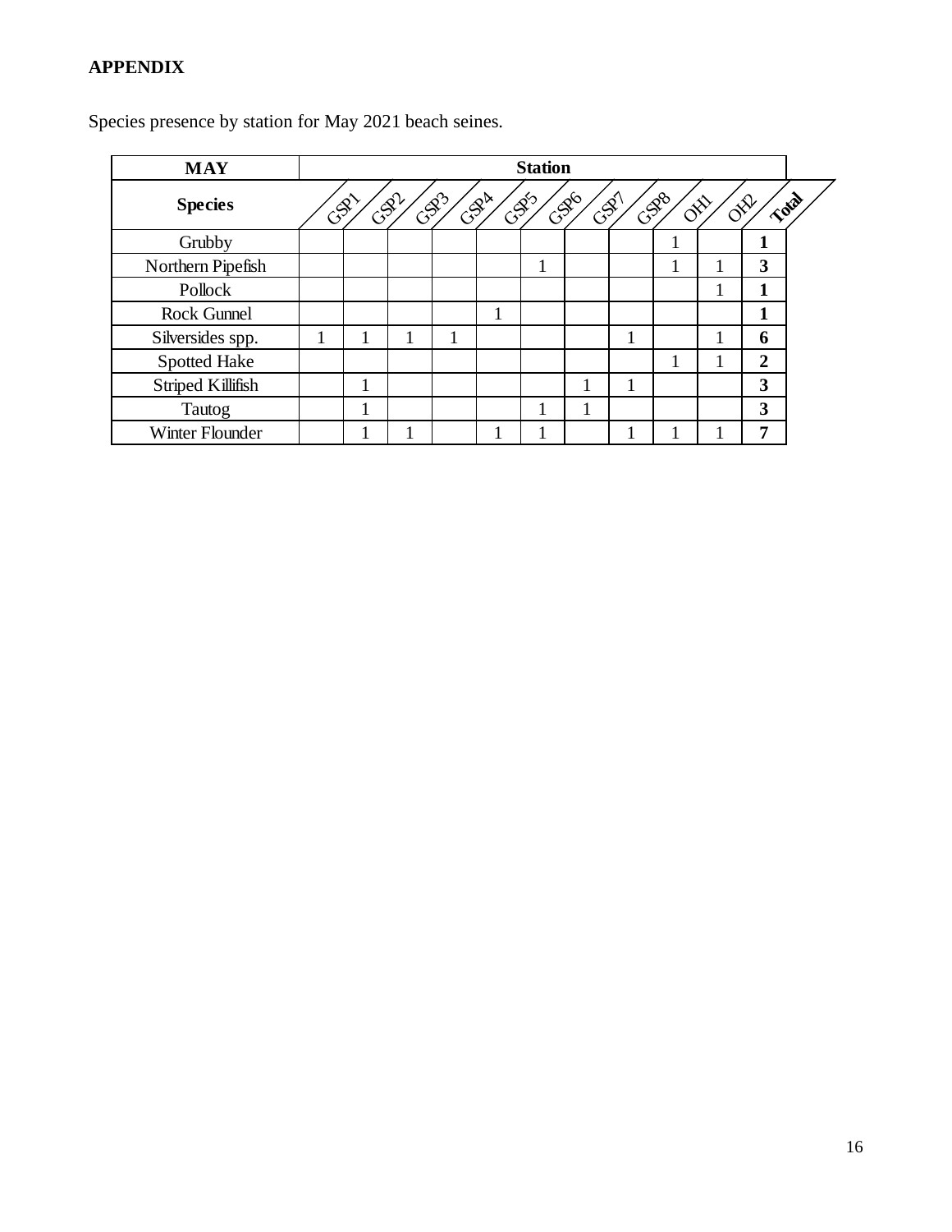**APPENDIX**

Species presence by station for May 2021 beach seines.

| MAY | Station | | | | | | | | | | |
|---|---|---|---|---|---|---|---|---|---|---|---|
| Species | GSP1 | GSP2 | GSP3 | GSP4 | GSP5 | GSP6 | GSP7 | GSP8 | OH1 | OH2 | Total |
| Grubby | | | | | | | | | 1 | | **1** |
| Northern Pipefish | | | | | | 1 | | | 1 | 1 | **3** |
| Pollock | | | | | | | | | | 1 | **1** |
| Rock Gunnel | | | | | 1 | | | | | | **1** |
| Silversides spp. | 1 | 1 | 1 | 1 | | | | 1 | | 1 | **6** |
| Spotted Hake | | | | | | | | | 1 | 1 | **2** |
| Striped Killifish | | 1 | | | | | 1 | 1 | | | **3** |
| Tautog | | 1 | | | | 1 | 1 | | | | **3** |
| Winter Flounder | | 1 | 1 | | 1 | 1 | | 1 | 1 | 1 | **7** |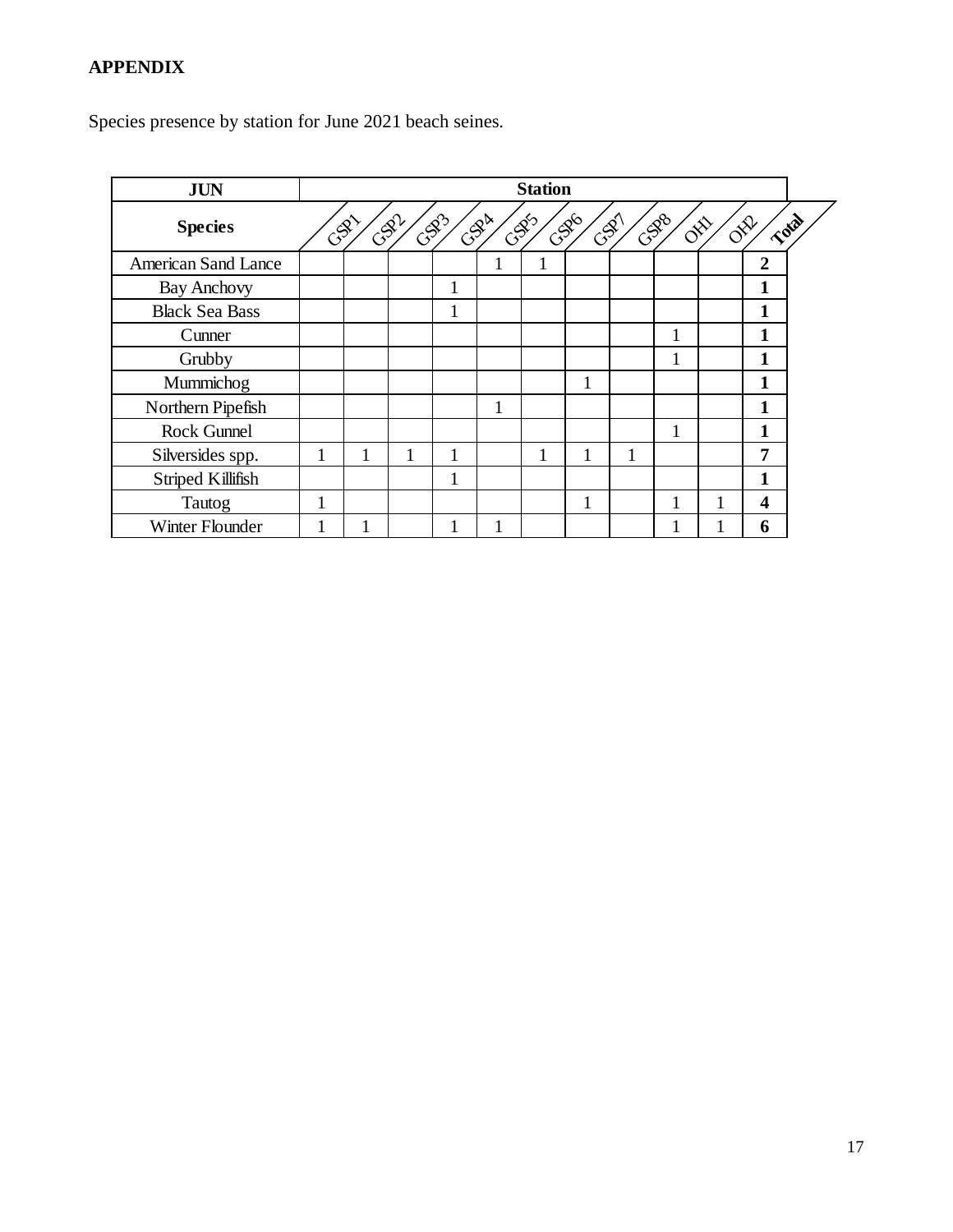**APPENDIX**

Species presence by station for June 2021 beach seines.

| JUN | Station | | | | | | | | | | |
|---|---|---|---|---|---|---|---|---|---|---|---|
| **Species** | GSP1 | GSP2 | GSP3 | GSP4 | GSP5 | GSP6 | GSP7 | GSP8 | OH1 | OH2 | **Total** |
| American Sand Lance | | | | | 1 | 1 | | | | | **2** |
| Bay Anchovy | | | | 1 | | | | | | | **1** |
| Black Sea Bass | | | | 1 | | | | | | | **1** |
| Cunner | | | | | | | | | 1 | | **1** |
| Grubby | | | | | | | | | 1 | | **1** |
| Mummichog | | | | | | | 1 | | | | **1** |
| Northern Pipefish | | | | | 1 | | | | | | **1** |
| Rock Gunnel | | | | | | | | | 1 | | **1** |
| Silversides spp. | 1 | 1 | 1 | 1 | | 1 | 1 | 1 | | | **7** |
| Striped Killifish | | | | 1 | | | | | | | **1** |
| Tautog | 1 | | | | | | 1 | | 1 | 1 | **4** |
| Winter Flounder | 1 | 1 | | 1 | 1 | | | | 1 | 1 | **6** |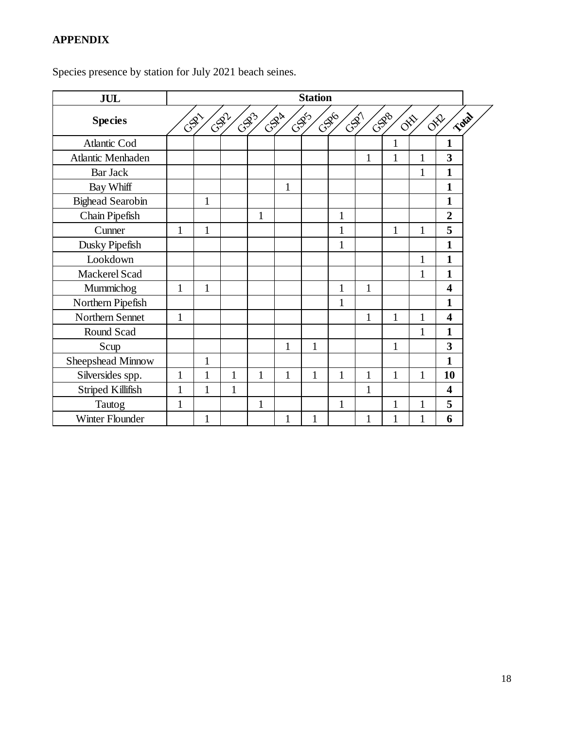**APPENDIX**

Species presence by station for July 2021 beach seines.

| JUL | Station | | | | | | | | | | |
|---|---|---|---|---|---|---|---|---|---|---|---|
| **Species** | GSP1 | GSP2 | GSP3 | GSP4 | GSP5 | GSP6 | GSP7 | GSP8 | OH1 | OH2 | **Total** |
| Atlantic Cod | | | | | | | | | 1 | | **1** |
| Atlantic Menhaden | | | | | | | | 1 | 1 | 1 | **3** |
| Bar Jack | | | | | | | | | | 1 | **1** |
| Bay Whiff | | | | | 1 | | | | | | **1** |
| Bighead Searobin | | 1 | | | | | | | | | **1** |
| Chain Pipefish | | | | 1 | | | 1 | | | | **2** |
| Cunner | 1 | 1 | | | | | 1 | | 1 | 1 | **5** |
| Dusky Pipefish | | | | | | | 1 | | | | **1** |
| Lookdown | | | | | | | | | | 1 | **1** |
| Mackerel Scad | | | | | | | | | | 1 | **1** |
| Mummichog | 1 | 1 | | | | | 1 | 1 | | | **4** |
| Northern Pipefish | | | | | | | 1 | | | | **1** |
| Northern Sennet | 1 | | | | | | | 1 | 1 | 1 | **4** |
| Round Scad | | | | | | | | | | 1 | **1** |
| Scup | | | | | 1 | 1 | | | 1 | | **3** |
| Sheepshead Minnow | | 1 | | | | | | | | | **1** |
| Silversides spp. | 1 | 1 | 1 | 1 | 1 | 1 | 1 | 1 | 1 | 1 | **10** |
| Striped Killifish | 1 | 1 | 1 | | | | | 1 | | | **4** |
| Tautog | 1 | | | 1 | | | 1 | | 1 | 1 | **5** |
| Winter Flounder | | 1 | | | 1 | 1 | | 1 | 1 | 1 | **6** |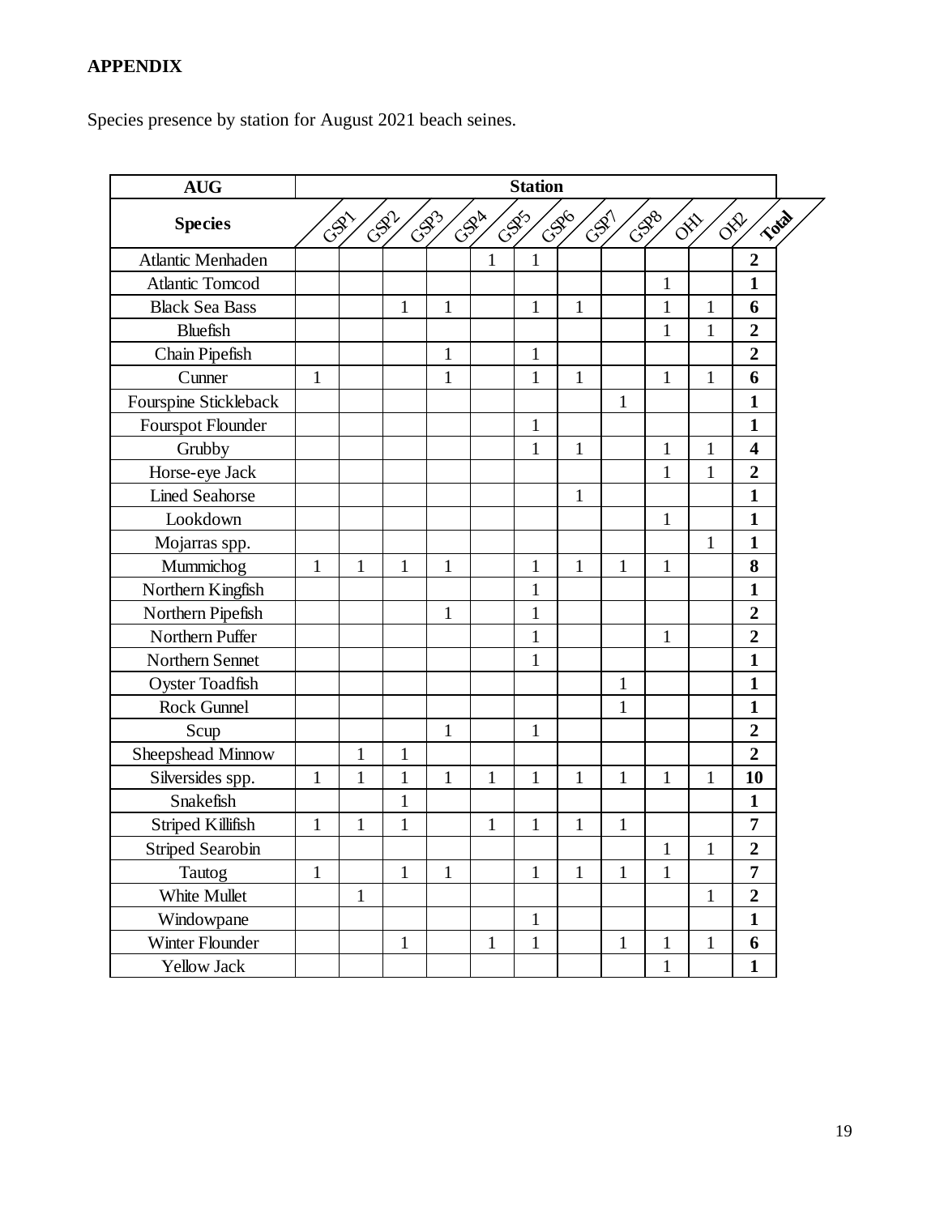**APPENDIX**

Species presence by station for August 2021 beach seines.

| AUG | Station | | | | | | | | | | |
|---|---|---|---|---|---|---|---|---|---|---|---|
| **Species** | GSP1 | GSP2 | GSP3 | GSP4 | GSP5 | GSP6 | GSP7 | GSP8 | OH1 | OH2 | **Total** |
| Atlantic Menhaden | | | | | 1 | 1 | | | | | **2** |
| Atlantic Tomcod | | | | | | | | | 1 | | **1** |
| Black Sea Bass | | | 1 | 1 | | 1 | 1 | | 1 | 1 | **6** |
| Bluefish | | | | | | | | | 1 | 1 | **2** |
| Chain Pipefish | | | | 1 | | 1 | | | | | **2** |
| Cunner | 1 | | | 1 | | 1 | 1 | | 1 | 1 | **6** |
| Fourspine Stickleback | | | | | | | | 1 | | | **1** |
| Fourspot Flounder | | | | | | 1 | | | | | **1** |
| Grubby | | | | | | 1 | 1 | | 1 | 1 | **4** |
| Horse-eye Jack | | | | | | | | | 1 | 1 | **2** |
| Lined Seahorse | | | | | | | 1 | | | | **1** |
| Lookdown | | | | | | | | | 1 | | **1** |
| Mojarras spp. | | | | | | | | | | 1 | **1** |
| Mummichog | 1 | 1 | 1 | 1 | | 1 | 1 | 1 | 1 | | **8** |
| Northern Kingfish | | | | | | 1 | | | | | **1** |
| Northern Pipefish | | | | 1 | | 1 | | | | | **2** |
| Northern Puffer | | | | | | 1 | | | 1 | | **2** |
| Northern Sennet | | | | | | 1 | | | | | **1** |
| Oyster Toadfish | | | | | | | | 1 | | | **1** |
| Rock Gunnel | | | | | | | | 1 | | | **1** |
| Scup | | | | 1 | | 1 | | | | | **2** |
| Sheepshead Minnow | | 1 | 1 | | | | | | | | **2** |
| Silversides spp. | 1 | 1 | 1 | 1 | 1 | 1 | 1 | 1 | 1 | 1 | **10** |
| Snakefish | | | 1 | | | | | | | | **1** |
| Striped Killifish | 1 | 1 | 1 | | 1 | 1 | 1 | 1 | | | **7** |
| Striped Searobin | | | | | | | | | 1 | 1 | **2** |
| Tautog | 1 | | 1 | 1 | | 1 | 1 | 1 | 1 | | **7** |
| White Mullet | | 1 | | | | | | | | 1 | **2** |
| Windowpane | | | | | | 1 | | | | | **1** |
| Winter Flounder | | | 1 | | 1 | 1 | | 1 | 1 | 1 | **6** |
| Yellow Jack | | | | | | | | | 1 | | **1** |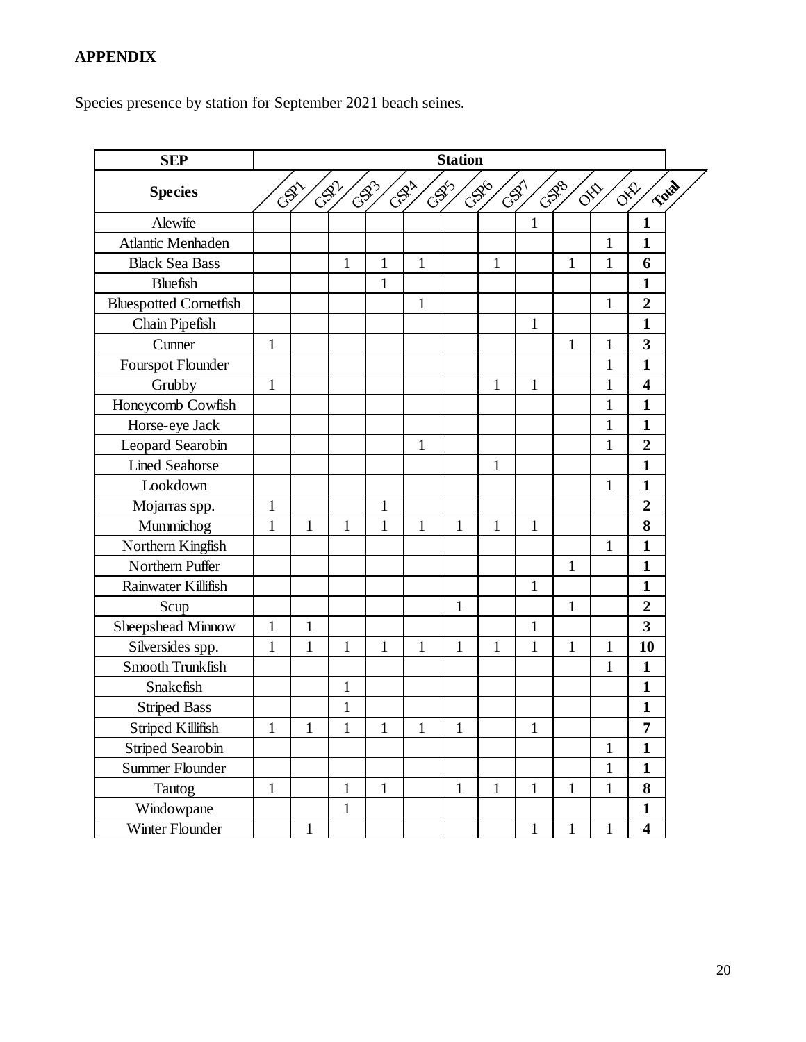**APPENDIX**

Species presence by station for September 2021 beach seines.

| SEP | Station | | | | | | | | | | |
|---|---|---|---|---|---|---|---|---|---|---|---|
| **Species** | GSP1 | GSP2 | GSP3 | GSP4 | GSP5 | GSP6 | GSP7 | GSP8 | OH1 | OH2 | **Total** |
| Alewife | | | | | | | | 1 | | | **1** |
| Atlantic Menhaden | | | | | | | | | | 1 | **1** |
| Black Sea Bass | | | 1 | 1 | 1 | | 1 | | 1 | 1 | **6** |
| Bluefish | | | | 1 | | | | | | | **1** |
| Bluespotted Cornetfish | | | | | 1 | | | | | 1 | **2** |
| Chain Pipefish | | | | | | | | 1 | | | **1** |
| Cunner | 1 | | | | | | | | 1 | 1 | **3** |
| Fourspot Flounder | | | | | | | | | | 1 | **1** |
| Grubby | 1 | | | | | | 1 | 1 | | 1 | **4** |
| Honeycomb Cowfish | | | | | | | | | | 1 | **1** |
| Horse-eye Jack | | | | | | | | | | 1 | **1** |
| Leopard Searobin | | | | | 1 | | | | | 1 | **2** |
| Lined Seahorse | | | | | | | 1 | | | | **1** |
| Lookdown | | | | | | | | | | 1 | **1** |
| Mojarras spp. | 1 | | | 1 | | | | | | | **2** |
| Mummichog | 1 | 1 | 1 | 1 | 1 | 1 | 1 | 1 | | | **8** |
| Northern Kingfish | | | | | | | | | | 1 | **1** |
| Northern Puffer | | | | | | | | | 1 | | **1** |
| Rainwater Killifish | | | | | | | | 1 | | | **1** |
| Scup | | | | | | 1 | | | 1 | | **2** |
| Sheepshead Minnow | 1 | 1 | | | | | | 1 | | | **3** |
| Silversides spp. | 1 | 1 | 1 | 1 | 1 | 1 | 1 | 1 | 1 | 1 | **10** |
| Smooth Trunkfish | | | | | | | | | | 1 | **1** |
| Snakefish | | | 1 | | | | | | | | **1** |
| Striped Bass | | | 1 | | | | | | | | **1** |
| Striped Killifish | 1 | 1 | 1 | 1 | 1 | 1 | | 1 | | | **7** |
| Striped Searobin | | | | | | | | | | 1 | **1** |
| Summer Flounder | | | | | | | | | | 1 | **1** |
| Tautog | 1 | | 1 | 1 | | 1 | 1 | 1 | 1 | 1 | **8** |
| Windowpane | | | 1 | | | | | | | | **1** |
| Winter Flounder | | 1 | | | | | | 1 | 1 | 1 | **4** |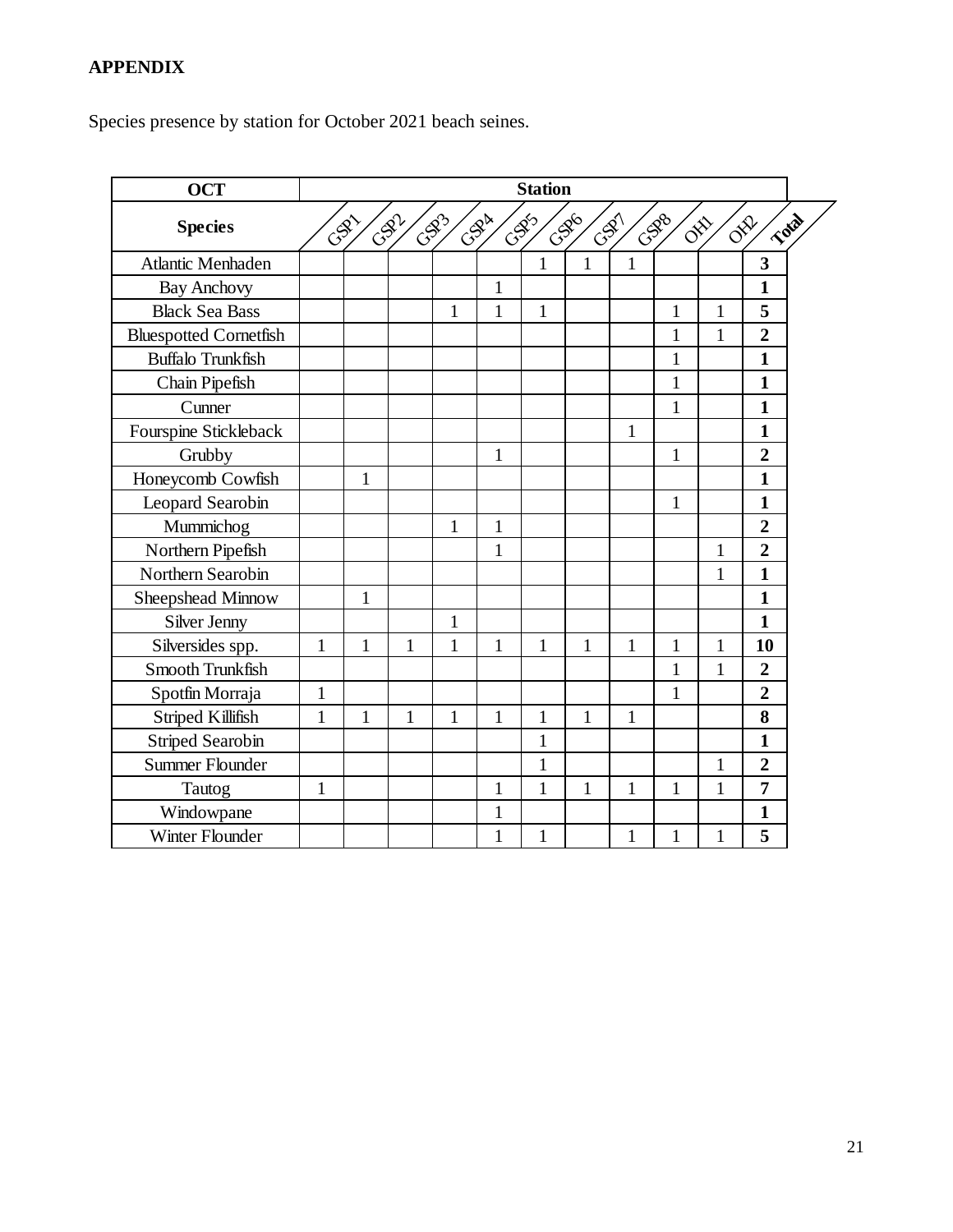**APPENDIX**

Species presence by station for October 2021 beach seines.

| OCT | Station | | | | | | | | | | |
|---|---|---|---|---|---|---|---|---|---|---|---|
| Species | GSP1 | GSP2 | GSP3 | GSP4 | GSP5 | GSP6 | GSP7 | GSP8 | OH1 | OH2 | Total |
| Atlantic Menhaden | | | | | | 1 | 1 | 1 | | | **3** |
| Bay Anchovy | | | | | 1 | | | | | | **1** |
| Black Sea Bass | | | | 1 | 1 | 1 | | | 1 | 1 | **5** |
| Bluespotted Cornetfish | | | | | | | | | 1 | 1 | **2** |
| Buffalo Trunkfish | | | | | | | | | 1 | | **1** |
| Chain Pipefish | | | | | | | | | 1 | | **1** |
| Cunner | | | | | | | | | 1 | | **1** |
| Fourspine Stickleback | | | | | | | | 1 | | | **1** |
| Grubby | | | | | 1 | | | | 1 | | **2** |
| Honeycomb Cowfish | | 1 | | | | | | | | | **1** |
| Leopard Searobin | | | | | | | | | 1 | | **1** |
| Mummichog | | | | 1 | 1 | | | | | | **2** |
| Northern Pipefish | | | | | 1 | | | | | 1 | **2** |
| Northern Searobin | | | | | | | | | | 1 | **1** |
| Sheepshead Minnow | | 1 | | | | | | | | | **1** |
| Silver Jenny | | | | 1 | | | | | | | **1** |
| Silversides spp. | 1 | 1 | 1 | 1 | 1 | 1 | 1 | 1 | 1 | 1 | **10** |
| Smooth Trunkfish | | | | | | | | | 1 | 1 | **2** |
| Spotfin Morraja | 1 | | | | | | | | 1 | | **2** |
| Striped Killifish | 1 | 1 | 1 | 1 | 1 | 1 | 1 | 1 | | | **8** |
| Striped Searobin | | | | | | 1 | | | | | **1** |
| Summer Flounder | | | | | | 1 | | | | 1 | **2** |
| Tautog | 1 | | | | 1 | 1 | 1 | 1 | 1 | 1 | **7** |
| Windowpane | | | | | 1 | | | | | | **1** |
| Winter Flounder | | | | | 1 | 1 | | 1 | 1 | 1 | **5** |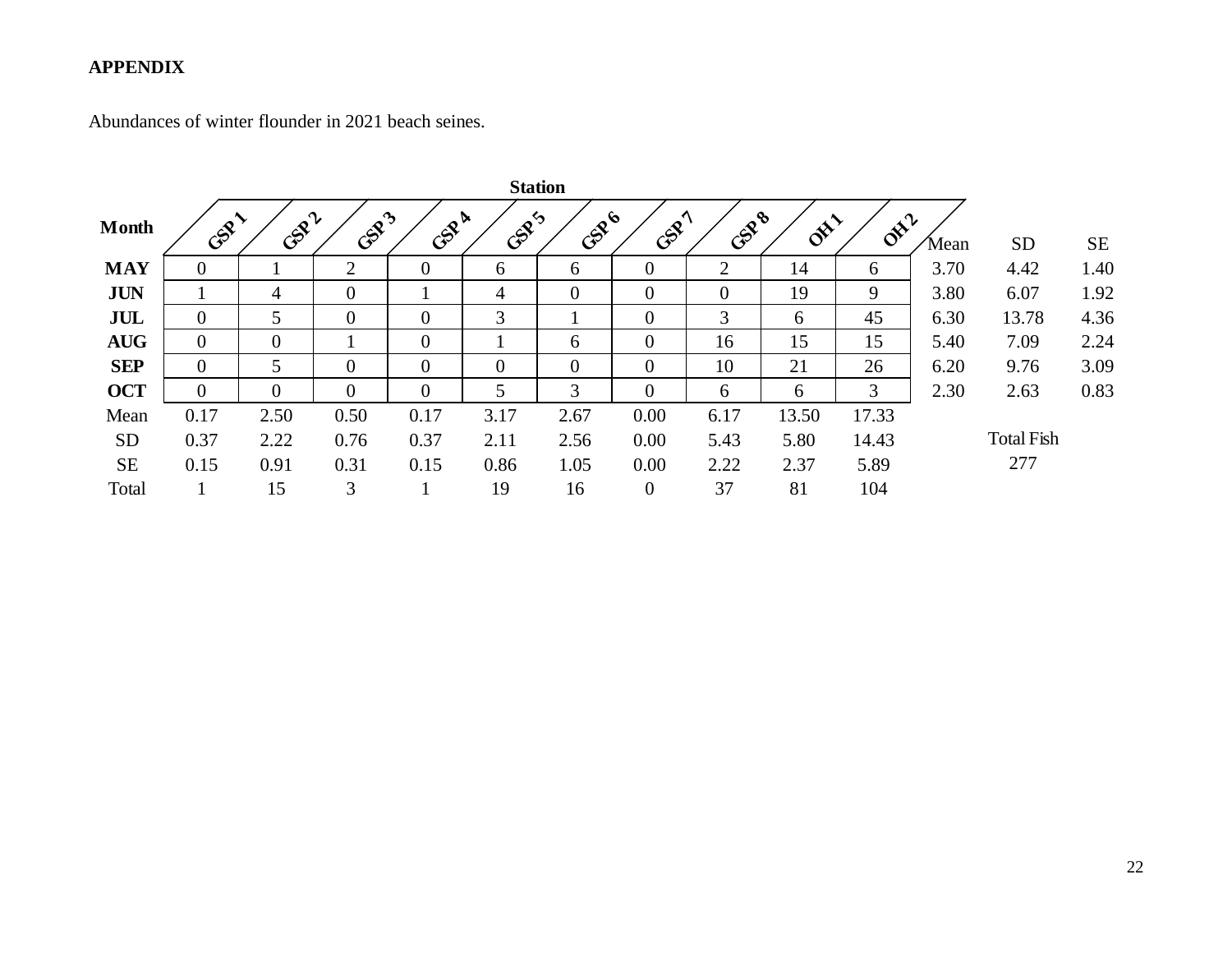**APPENDIX**

Abundances of winter flounder in 2021 beach seines.

| Month | Station | | | | | | | | | | | | |
|---|---|---|---|---|---|---|---|---|---|---|---|---|---|
| | GSP 1 | GSP 2 | GSP 3 | GSP 4 | GSP 5 | GSP 6 | GSP 7 | GSP 8 | OH 1 | OH 2 | Mean | SD | SE |
| **MAY** | 0 | 1 | 2 | 0 | 6 | 6 | 0 | 2 | 14 | 6 | 3.70 | 4.42 | 1.40 |
| **JUN** | 1 | 4 | 0 | 1 | 4 | 0 | 0 | 0 | 19 | 9 | 3.80 | 6.07 | 1.92 |
| **JUL** | 0 | 5 | 0 | 0 | 3 | 1 | 0 | 3 | 6 | 45 | 6.30 | 13.78 | 4.36 |
| **AUG** | 0 | 0 | 1 | 0 | 1 | 6 | 0 | 16 | 15 | 15 | 5.40 | 7.09 | 2.24 |
| **SEP** | 0 | 5 | 0 | 0 | 0 | 0 | 0 | 10 | 21 | 26 | 6.20 | 9.76 | 3.09 |
| **OCT** | 0 | 0 | 0 | 0 | 5 | 3 | 0 | 6 | 6 | 3 | 2.30 | 2.63 | 0.83 |
| Mean | 0.17 | 2.50 | 0.50 | 0.17 | 3.17 | 2.67 | 0.00 | 6.17 | 13.50 | 17.33 | | | |
| SD | 0.37 | 2.22 | 0.76 | 0.37 | 2.11 | 2.56 | 0.00 | 5.43 | 5.80 | 14.43 | | Total Fish | |
| SE | 0.15 | 0.91 | 0.31 | 0.15 | 0.86 | 1.05 | 0.00 | 2.22 | 2.37 | 5.89 | | 277 | |
| Total | 1 | 15 | 3 | 1 | 19 | 16 | 0 | 37 | 81 | 104 | | | |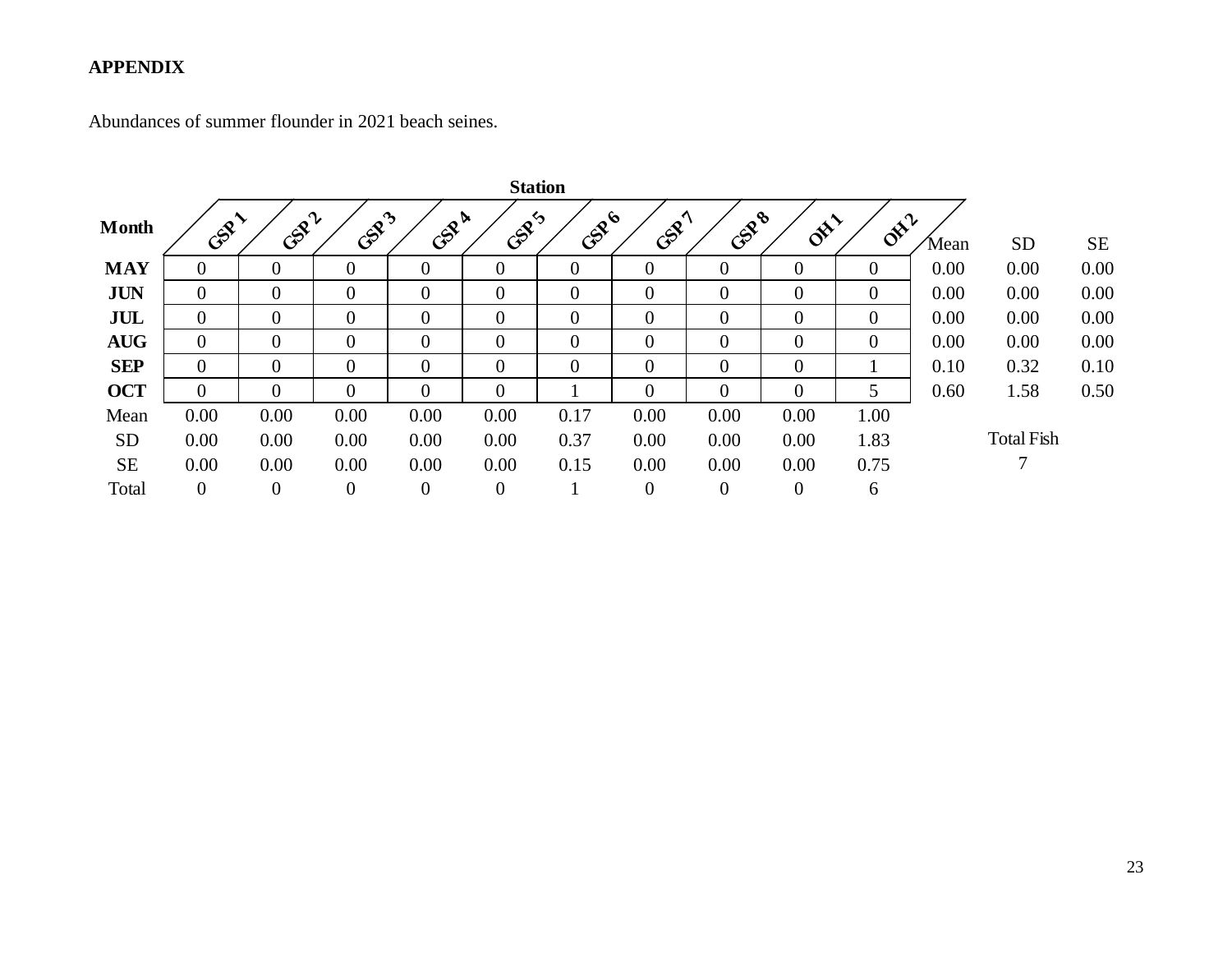**APPENDIX**

Abundances of summer flounder in 2021 beach seines.

| Month | GSP 1 | GSP 2 | GSP 3 | GSP 4 | GSP 5 | GSP 6 | GSP 7 | GSP 8 | OH 1 | OH 2 | Mean | SD | SE |
|---|---|---|---|---|---|---|---|---|---|---|---|---|---|
| | **Station** | | | | | | | | | | | | |
| **MAY** | 0 | 0 | 0 | 0 | 0 | 0 | 0 | 0 | 0 | 0 | 0.00 | 0.00 | 0.00 |
| **JUN** | 0 | 0 | 0 | 0 | 0 | 0 | 0 | 0 | 0 | 0 | 0.00 | 0.00 | 0.00 |
| **JUL** | 0 | 0 | 0 | 0 | 0 | 0 | 0 | 0 | 0 | 0 | 0.00 | 0.00 | 0.00 |
| **AUG** | 0 | 0 | 0 | 0 | 0 | 0 | 0 | 0 | 0 | 0 | 0.00 | 0.00 | 0.00 |
| **SEP** | 0 | 0 | 0 | 0 | 0 | 0 | 0 | 0 | 0 | 1 | 0.10 | 0.32 | 0.10 |
| **OCT** | 0 | 0 | 0 | 0 | 0 | 1 | 0 | 0 | 0 | 5 | 0.60 | 1.58 | 0.50 |
| Mean | 0.00 | 0.00 | 0.00 | 0.00 | 0.00 | 0.17 | 0.00 | 0.00 | 0.00 | 1.00 | | | |
| SD | 0.00 | 0.00 | 0.00 | 0.00 | 0.00 | 0.37 | 0.00 | 0.00 | 0.00 | 1.83 | | Total Fish | |
| SE | 0.00 | 0.00 | 0.00 | 0.00 | 0.00 | 0.15 | 0.00 | 0.00 | 0.00 | 0.75 | | 7 | |
| Total | 0 | 0 | 0 | 0 | 0 | 1 | 0 | 0 | 0 | 6 | | | |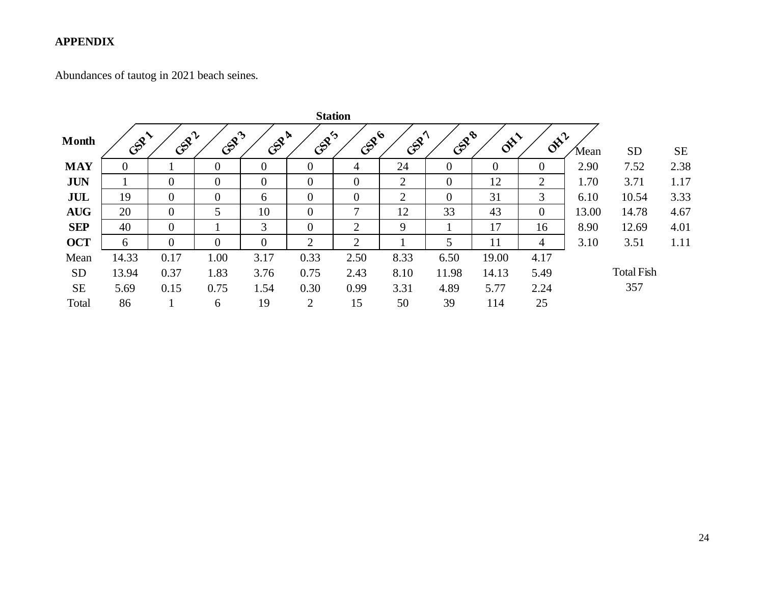**APPENDIX**

Abundances of tautog in 2021 beach seines.

| Month | GSP 1 | GSP 2 | GSP 3 | GSP 4 | GSP 5 | GSP 6 | GSP 7 | GSP 8 | OH 1 | OH 2 | Mean | SD | SE |
|---|---|---|---|---|---|---|---|---|---|---|---|---|---|
| **MAY** | 0 | 1 | 0 | 0 | 0 | 4 | 24 | 0 | 0 | 0 | 2.90 | 7.52 | 2.38 |
| **JUN** | 1 | 0 | 0 | 0 | 0 | 0 | 2 | 0 | 12 | 2 | 1.70 | 3.71 | 1.17 |
| **JUL** | 19 | 0 | 0 | 6 | 0 | 0 | 2 | 0 | 31 | 3 | 6.10 | 10.54 | 3.33 |
| **AUG** | 20 | 0 | 5 | 10 | 0 | 7 | 12 | 33 | 43 | 0 | 13.00 | 14.78 | 4.67 |
| **SEP** | 40 | 0 | 1 | 3 | 0 | 2 | 9 | 1 | 17 | 16 | 8.90 | 12.69 | 4.01 |
| **OCT** | 6 | 0 | 0 | 0 | 2 | 2 | 1 | 5 | 11 | 4 | 3.10 | 3.51 | 1.11 |
| Mean | 14.33 | 0.17 | 1.00 | 3.17 | 0.33 | 2.50 | 8.33 | 6.50 | 19.00 | 4.17 | | | |
| SD | 13.94 | 0.37 | 1.83 | 3.76 | 0.75 | 2.43 | 8.10 | 11.98 | 14.13 | 5.49 | | Total Fish | |
| SE | 5.69 | 0.15 | 0.75 | 1.54 | 0.30 | 0.99 | 3.31 | 4.89 | 5.77 | 2.24 | | 357 | |
| Total | 86 | 1 | 6 | 19 | 2 | 15 | 50 | 39 | 114 | 25 | | | |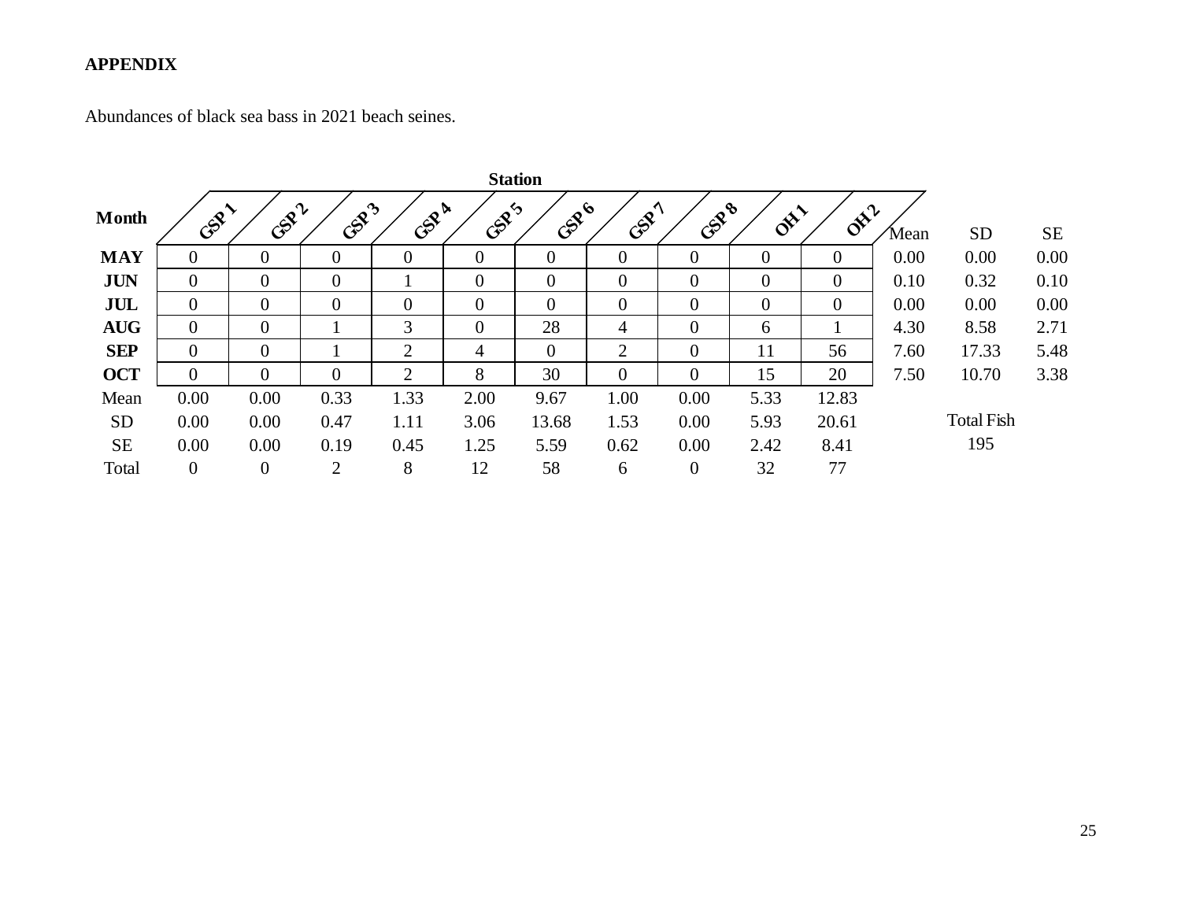**APPENDIX**

Abundances of black sea bass in 2021 beach seines.

| Month | GSP 1 | GSP 2 | GSP 3 | GSP 4 | GSP 5 | GSP 6 | GSP 7 | GSP 8 | OH 1 | OH 2 | Mean | SD | SE |
|---|---|---|---|---|---|---|---|---|---|---|---|---|---|
| **MAY** | 0 | 0 | 0 | 0 | 0 | 0 | 0 | 0 | 0 | 0 | 0.00 | 0.00 | 0.00 |
| **JUN** | 0 | 0 | 0 | 1 | 0 | 0 | 0 | 0 | 0 | 0 | 0.10 | 0.32 | 0.10 |
| **JUL** | 0 | 0 | 0 | 0 | 0 | 0 | 0 | 0 | 0 | 0 | 0.00 | 0.00 | 0.00 |
| **AUG** | 0 | 0 | 1 | 3 | 0 | 28 | 4 | 0 | 6 | 1 | 4.30 | 8.58 | 2.71 |
| **SEP** | 0 | 0 | 1 | 2 | 4 | 0 | 2 | 0 | 11 | 56 | 7.60 | 17.33 | 5.48 |
| **OCT** | 0 | 0 | 0 | 2 | 8 | 30 | 0 | 0 | 15 | 20 | 7.50 | 10.70 | 3.38 |
| Mean | 0.00 | 0.00 | 0.33 | 1.33 | 2.00 | 9.67 | 1.00 | 0.00 | 5.33 | 12.83 | | | |
| SD | 0.00 | 0.00 | 0.47 | 1.11 | 3.06 | 13.68 | 1.53 | 0.00 | 5.93 | 20.61 | | | |
| SE | 0.00 | 0.00 | 0.19 | 0.45 | 1.25 | 5.59 | 0.62 | 0.00 | 2.42 | 8.41 | | | |
| Total | 0 | 0 | 2 | 8 | 12 | 58 | 6 | 0 | 32 | 77 | | | |

Total Fish: 195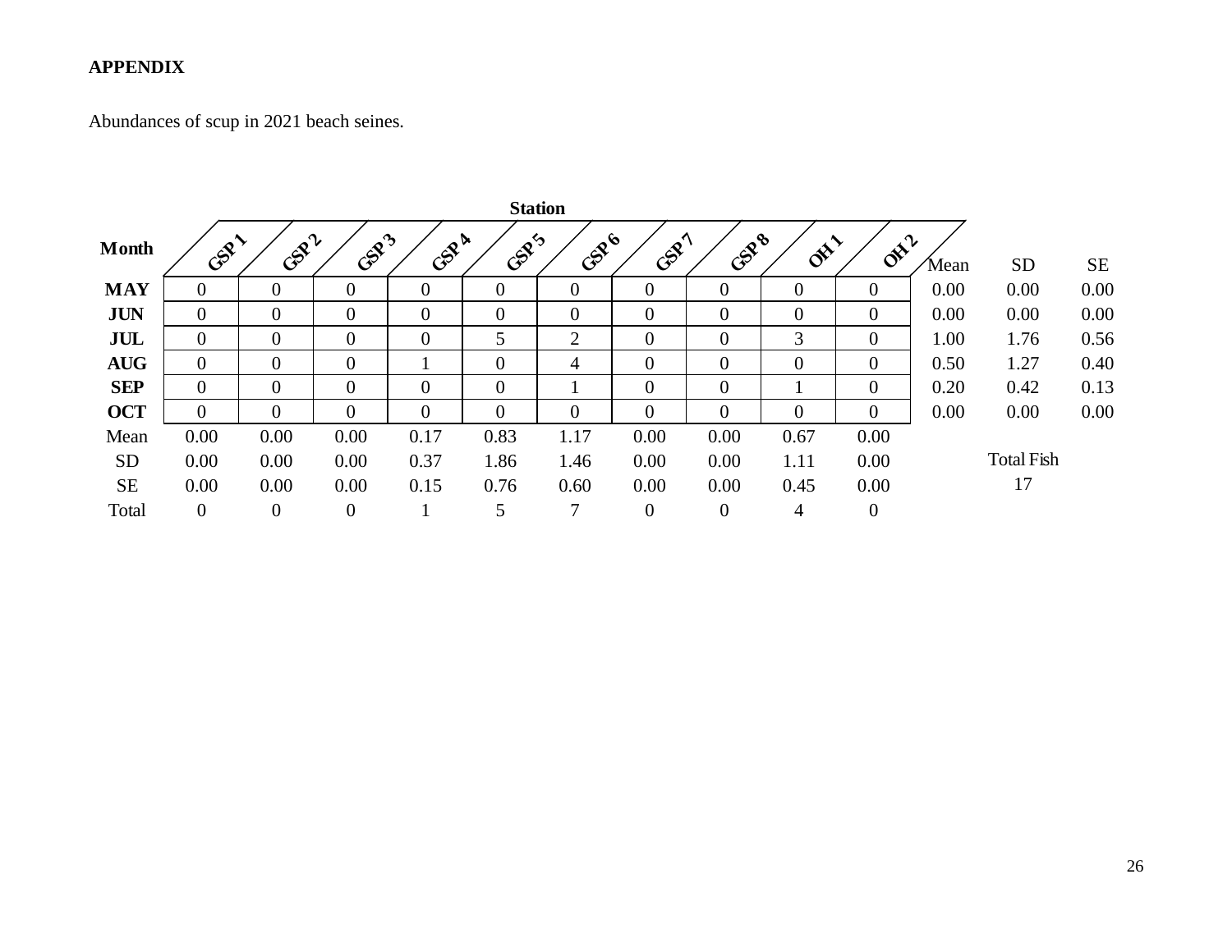**APPENDIX**

Abundances of scup in 2021 beach seines.

| Month | GSP 1 | GSP 2 | GSP 3 | GSP 4 | GSP 5 | GSP 6 | GSP 7 | GSP 8 | OH 1 | OH 2 | Mean | SD | SE |
|---|---|---|---|---|---|---|---|---|---|---|---|---|---|
| | Station | | | | | | | | | | | | |
| **MAY** | 0 | 0 | 0 | 0 | 0 | 0 | 0 | 0 | 0 | 0 | 0.00 | 0.00 | 0.00 |
| **JUN** | 0 | 0 | 0 | 0 | 0 | 0 | 0 | 0 | 0 | 0 | 0.00 | 0.00 | 0.00 |
| **JUL** | 0 | 0 | 0 | 0 | 5 | 2 | 0 | 0 | 3 | 0 | 1.00 | 1.76 | 0.56 |
| **AUG** | 0 | 0 | 0 | 1 | 0 | 4 | 0 | 0 | 0 | 0 | 0.50 | 1.27 | 0.40 |
| **SEP** | 0 | 0 | 0 | 0 | 0 | 1 | 0 | 0 | 1 | 0 | 0.20 | 0.42 | 0.13 |
| **OCT** | 0 | 0 | 0 | 0 | 0 | 0 | 0 | 0 | 0 | 0 | 0.00 | 0.00 | 0.00 |
| Mean | 0.00 | 0.00 | 0.00 | 0.17 | 0.83 | 1.17 | 0.00 | 0.00 | 0.67 | 0.00 | | | |
| SD | 0.00 | 0.00 | 0.00 | 0.37 | 1.86 | 1.46 | 0.00 | 0.00 | 1.11 | 0.00 | | Total Fish | |
| SE | 0.00 | 0.00 | 0.00 | 0.15 | 0.76 | 0.60 | 0.00 | 0.00 | 0.45 | 0.00 | | 17 | |
| Total | 0 | 0 | 0 | 1 | 5 | 7 | 0 | 0 | 4 | 0 | | | |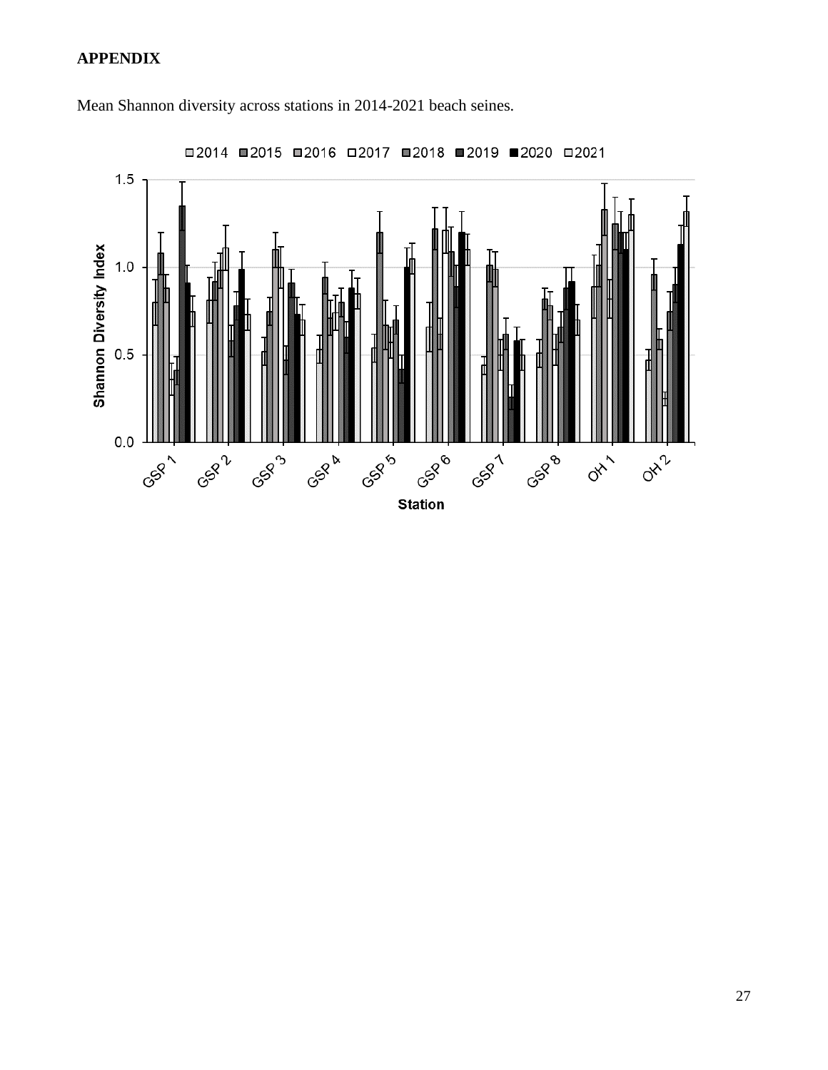**APPENDIX**

Mean Shannon diversity across stations in 2014-2021 beach seines.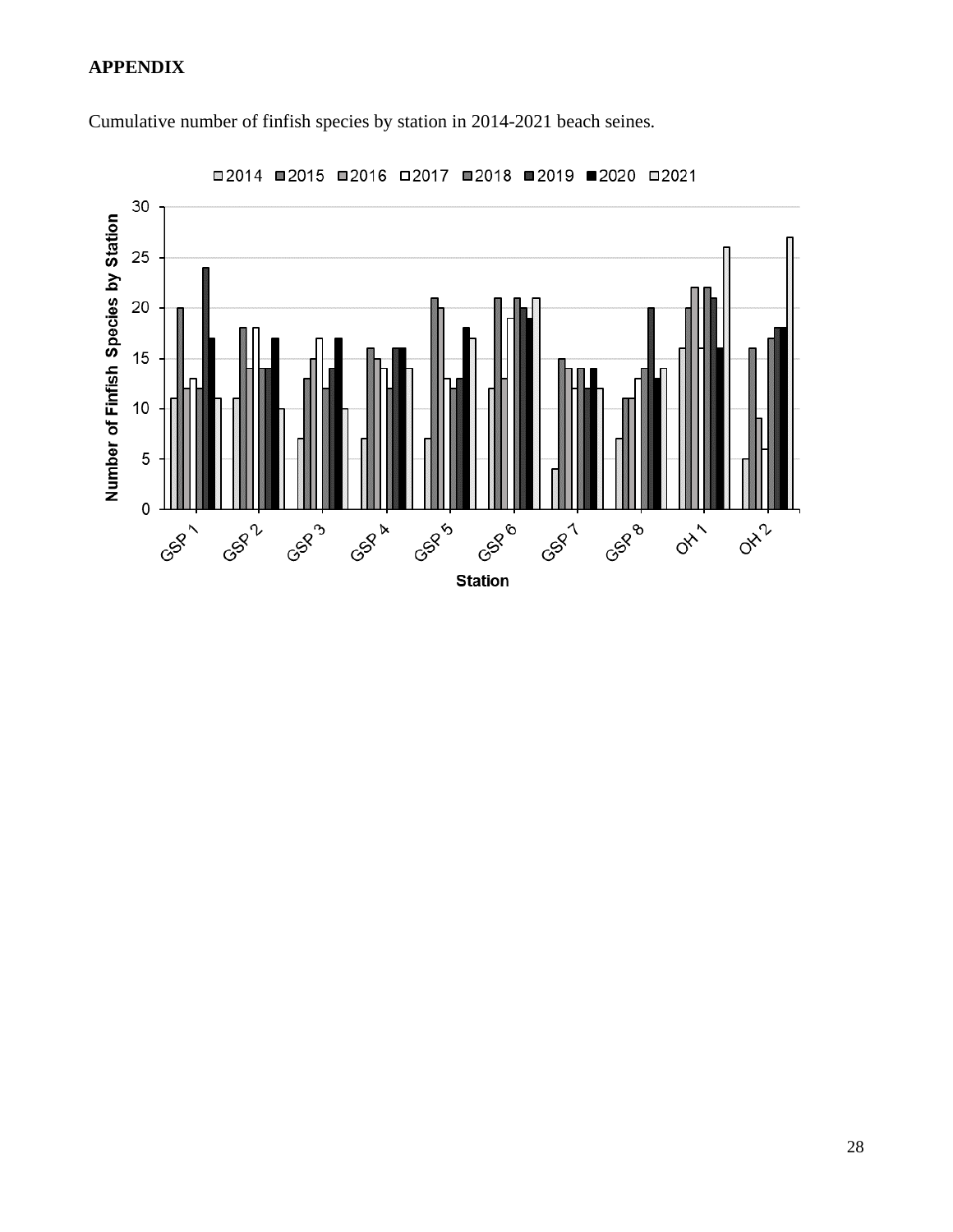**APPENDIX**

Cumulative number of finfish species by station in 2014-2021 beach seines.

2014 2015 2016 2017 2018 2019 2020 2021

Number of Finfish Species by Station

30
25
20
15
10
5
0

GSP 1
GSP 2
GSP 3
GSP 4
GSP 5
GSP 6
GSP 7
GSP 8
OH 1
OH 2

Station